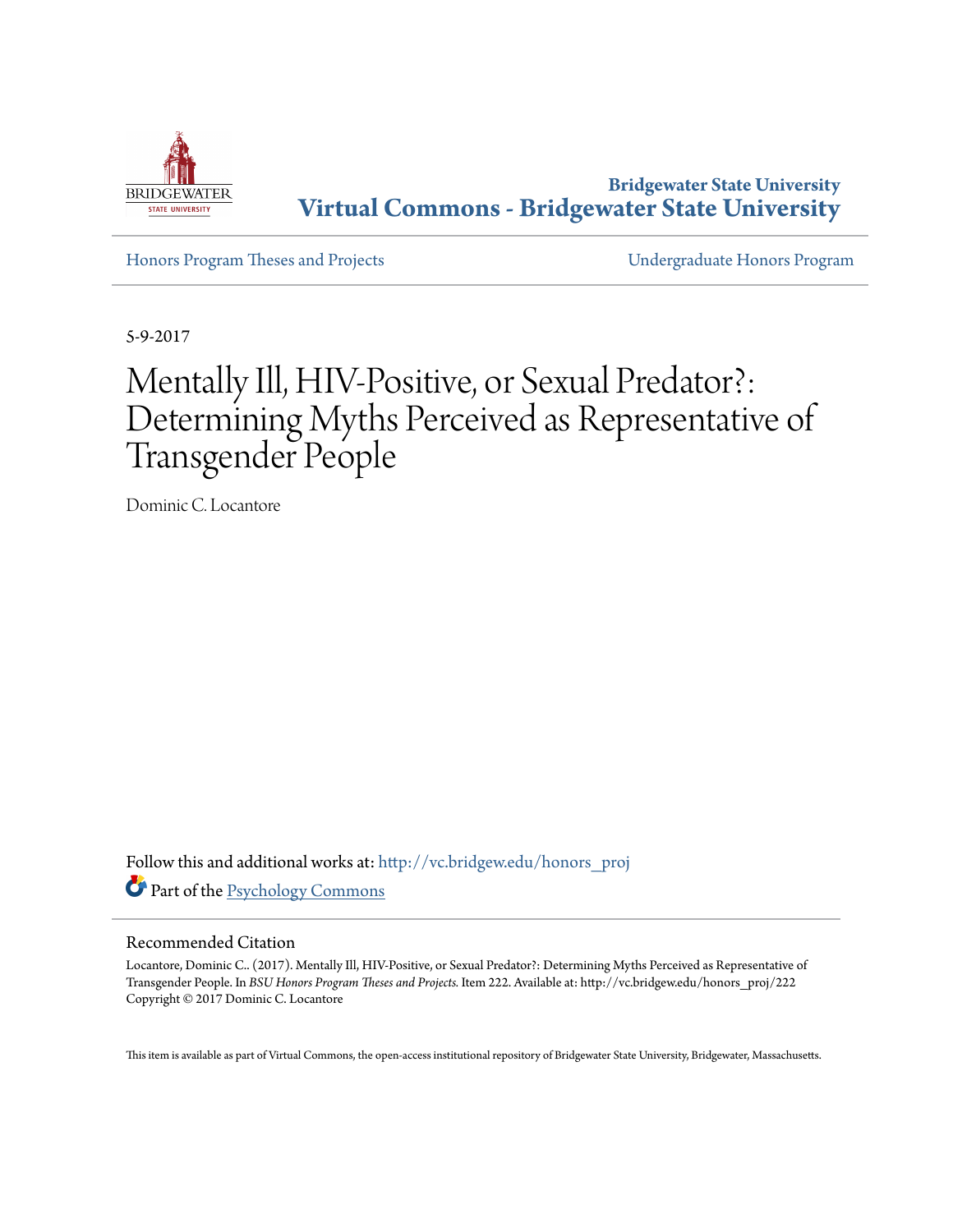Bridgewater State University
**Virtual Commons - Bridgewater State University**

Honors Program Theses and Projects | Undergraduate Honors Program

5-9-2017

# Mentally Ill, HIV-Positive, or Sexual Predator?: Determining Myths Perceived as Representative of Transgender People

Dominic C. Locantore

Follow this and additional works at: http://vc.bridgew.edu/honors_proj

Part of the Psychology Commons

## Recommended Citation

Locantore, Dominic C.. (2017). Mentally Ill, HIV-Positive, or Sexual Predator?: Determining Myths Perceived as Representative of Transgender People. In *BSU Honors Program Theses and Projects.* Item 222. Available at: http://vc.bridgew.edu/honors_proj/222
Copyright © 2017 Dominic C. Locantore

This item is available as part of Virtual Commons, the open-access institutional repository of Bridgewater State University, Bridgewater, Massachusetts.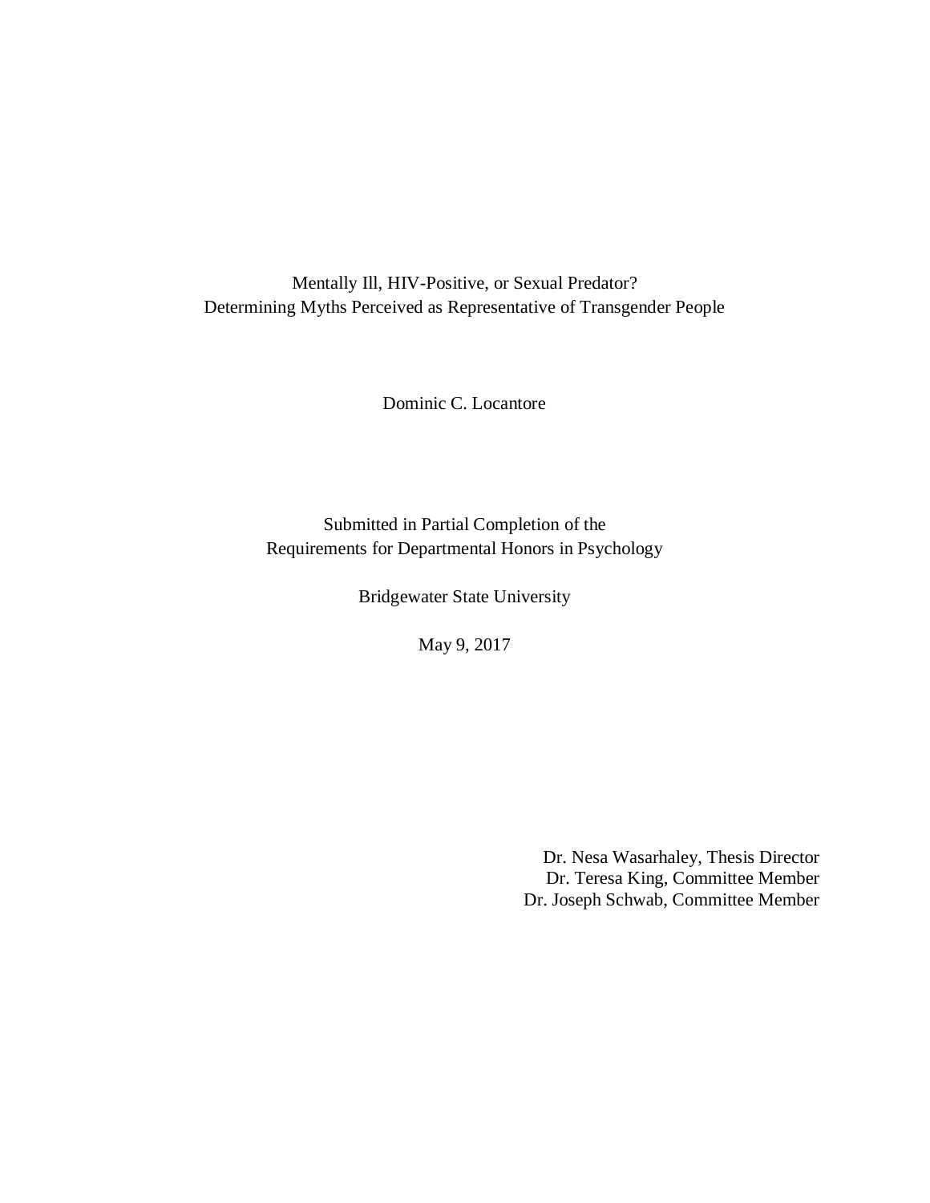# Mentally Ill, HIV-Positive, or Sexual Predator?
# Determining Myths Perceived as Representative of Transgender People

Dominic C. Locantore

Submitted in Partial Completion of the
Requirements for Departmental Honors in Psychology

Bridgewater State University

May 9, 2017

Dr. Nesa Wasarhaley, Thesis Director
Dr. Teresa King, Committee Member
Dr. Joseph Schwab, Committee Member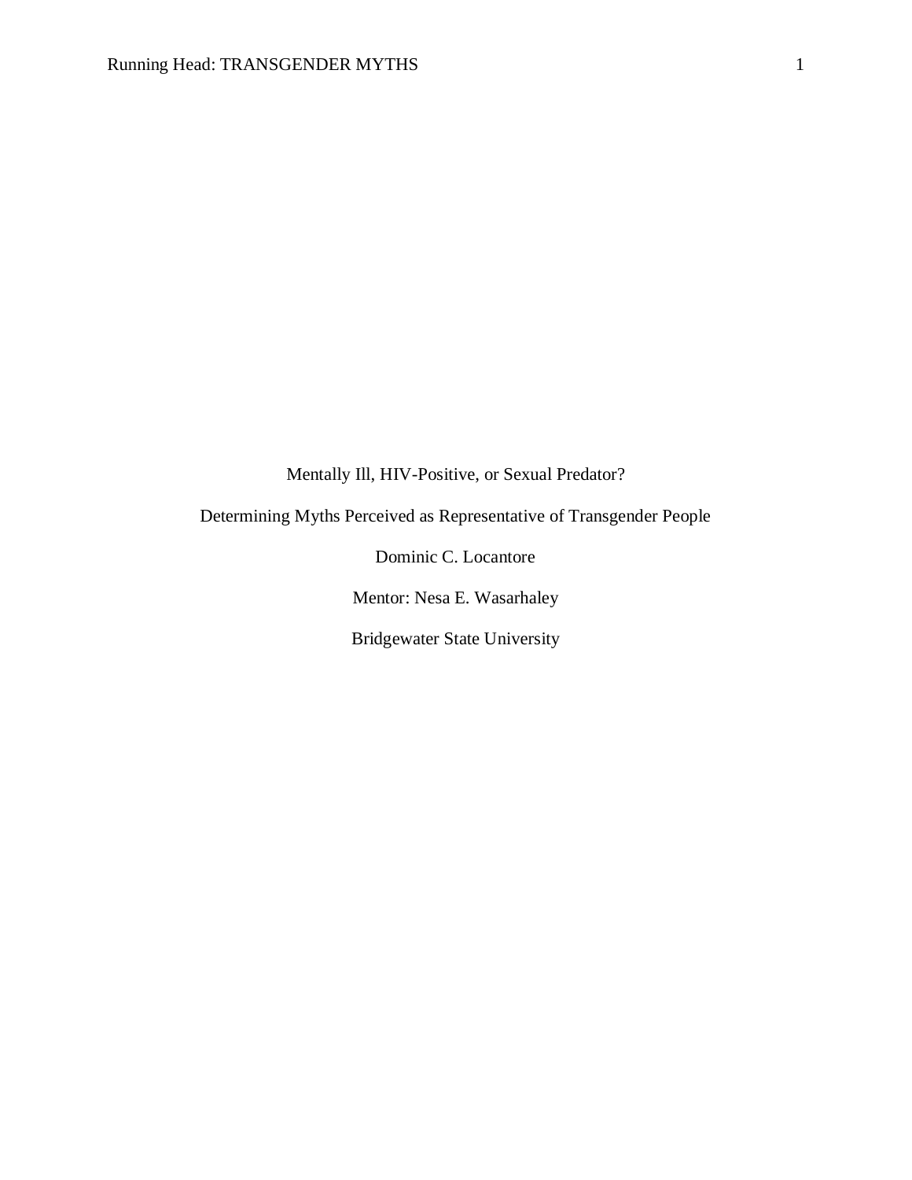# Mentally Ill, HIV-Positive, or Sexual Predator?

## Determining Myths Perceived as Representative of Transgender People

Dominic C. Locantore

Mentor: Nesa E. Wasarhaley

Bridgewater State University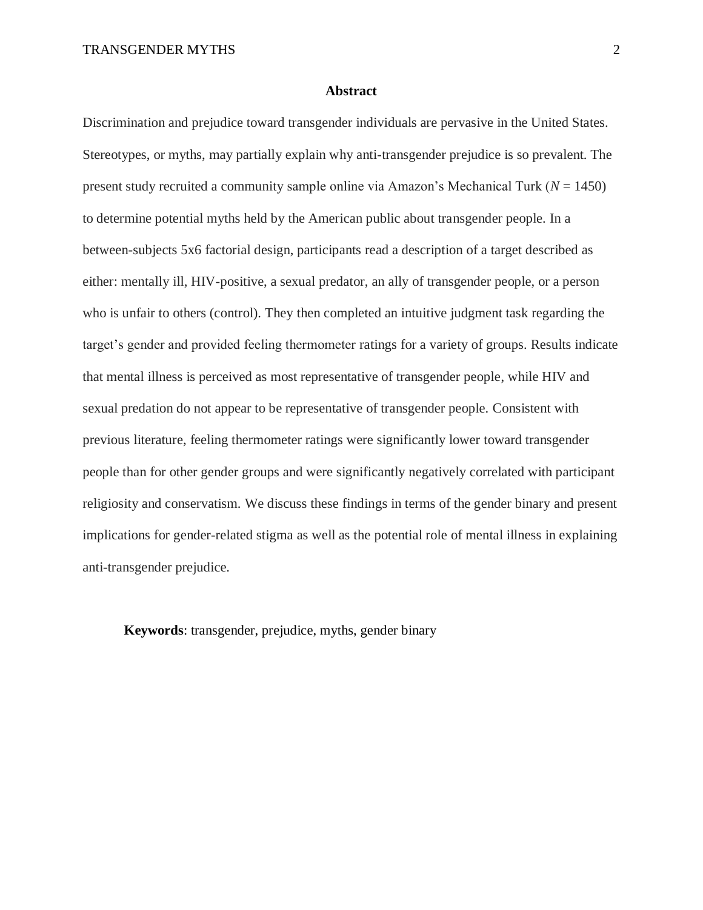## Abstract

Discrimination and prejudice toward transgender individuals are pervasive in the United States. Stereotypes, or myths, may partially explain why anti-transgender prejudice is so prevalent. The present study recruited a community sample online via Amazon's Mechanical Turk ($N$ = 1450) to determine potential myths held by the American public about transgender people. In a between-subjects 5x6 factorial design, participants read a description of a target described as either: mentally ill, HIV-positive, a sexual predator, an ally of transgender people, or a person who is unfair to others (control). They then completed an intuitive judgment task regarding the target's gender and provided feeling thermometer ratings for a variety of groups. Results indicate that mental illness is perceived as most representative of transgender people, while HIV and sexual predation do not appear to be representative of transgender people. Consistent with previous literature, feeling thermometer ratings were significantly lower toward transgender people than for other gender groups and were significantly negatively correlated with participant religiosity and conservatism. We discuss these findings in terms of the gender binary and present implications for gender-related stigma as well as the potential role of mental illness in explaining anti-transgender prejudice.

**Keywords**: transgender, prejudice, myths, gender binary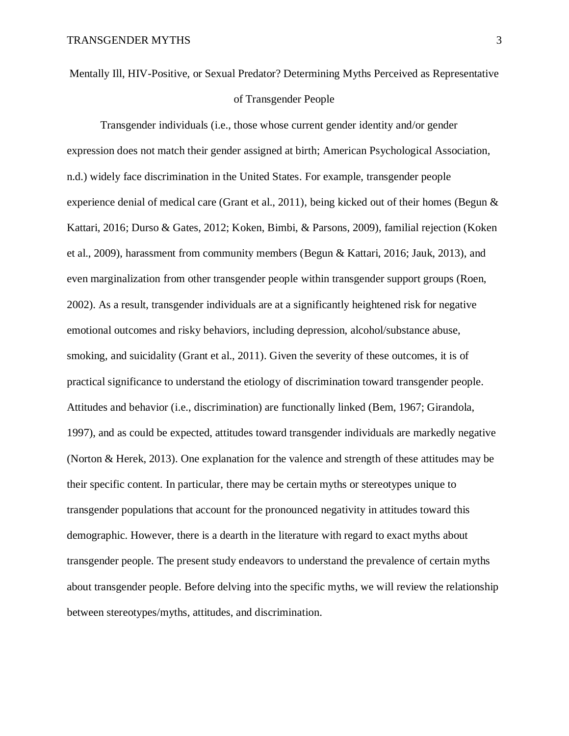# Mentally Ill, HIV-Positive, or Sexual Predator? Determining Myths Perceived as Representative of Transgender People

Transgender individuals (i.e., those whose current gender identity and/or gender expression does not match their gender assigned at birth; American Psychological Association, n.d.) widely face discrimination in the United States. For example, transgender people experience denial of medical care (Grant et al., 2011), being kicked out of their homes (Begun & Kattari, 2016; Durso & Gates, 2012; Koken, Bimbi, & Parsons, 2009), familial rejection (Koken et al., 2009), harassment from community members (Begun & Kattari, 2016; Jauk, 2013), and even marginalization from other transgender people within transgender support groups (Roen, 2002). As a result, transgender individuals are at a significantly heightened risk for negative emotional outcomes and risky behaviors, including depression, alcohol/substance abuse, smoking, and suicidality (Grant et al., 2011). Given the severity of these outcomes, it is of practical significance to understand the etiology of discrimination toward transgender people. Attitudes and behavior (i.e., discrimination) are functionally linked (Bem, 1967; Girandola, 1997), and as could be expected, attitudes toward transgender individuals are markedly negative (Norton & Herek, 2013). One explanation for the valence and strength of these attitudes may be their specific content. In particular, there may be certain myths or stereotypes unique to transgender populations that account for the pronounced negativity in attitudes toward this demographic. However, there is a dearth in the literature with regard to exact myths about transgender people. The present study endeavors to understand the prevalence of certain myths about transgender people. Before delving into the specific myths, we will review the relationship between stereotypes/myths, attitudes, and discrimination.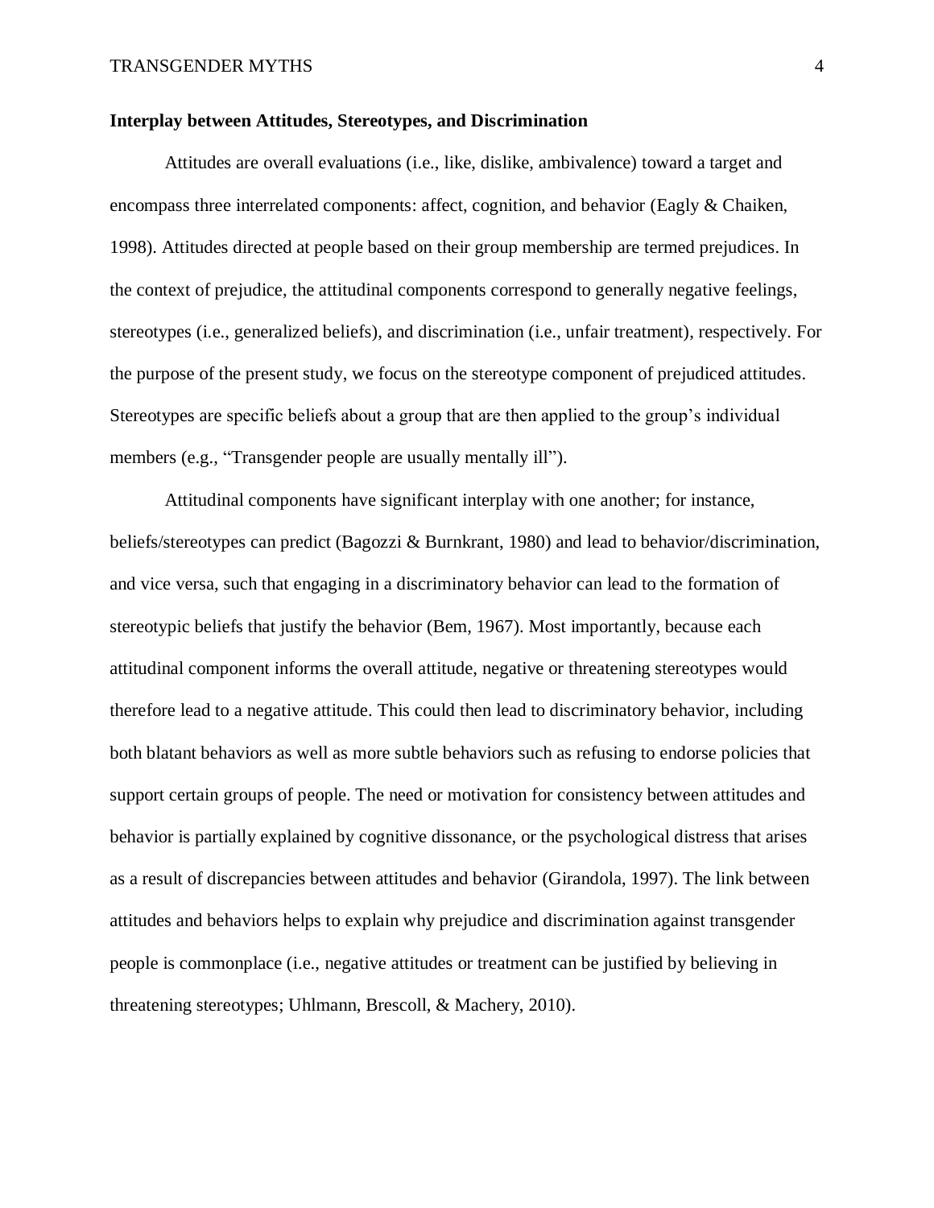### Interplay between Attitudes, Stereotypes, and Discrimination

Attitudes are overall evaluations (i.e., like, dislike, ambivalence) toward a target and encompass three interrelated components: affect, cognition, and behavior (Eagly & Chaiken, 1998). Attitudes directed at people based on their group membership are termed prejudices. In the context of prejudice, the attitudinal components correspond to generally negative feelings, stereotypes (i.e., generalized beliefs), and discrimination (i.e., unfair treatment), respectively. For the purpose of the present study, we focus on the stereotype component of prejudiced attitudes. Stereotypes are specific beliefs about a group that are then applied to the group's individual members (e.g., "Transgender people are usually mentally ill").

Attitudinal components have significant interplay with one another; for instance, beliefs/stereotypes can predict (Bagozzi & Burnkrant, 1980) and lead to behavior/discrimination, and vice versa, such that engaging in a discriminatory behavior can lead to the formation of stereotypic beliefs that justify the behavior (Bem, 1967). Most importantly, because each attitudinal component informs the overall attitude, negative or threatening stereotypes would therefore lead to a negative attitude. This could then lead to discriminatory behavior, including both blatant behaviors as well as more subtle behaviors such as refusing to endorse policies that support certain groups of people. The need or motivation for consistency between attitudes and behavior is partially explained by cognitive dissonance, or the psychological distress that arises as a result of discrepancies between attitudes and behavior (Girandola, 1997). The link between attitudes and behaviors helps to explain why prejudice and discrimination against transgender people is commonplace (i.e., negative attitudes or treatment can be justified by believing in threatening stereotypes; Uhlmann, Brescoll, & Machery, 2010).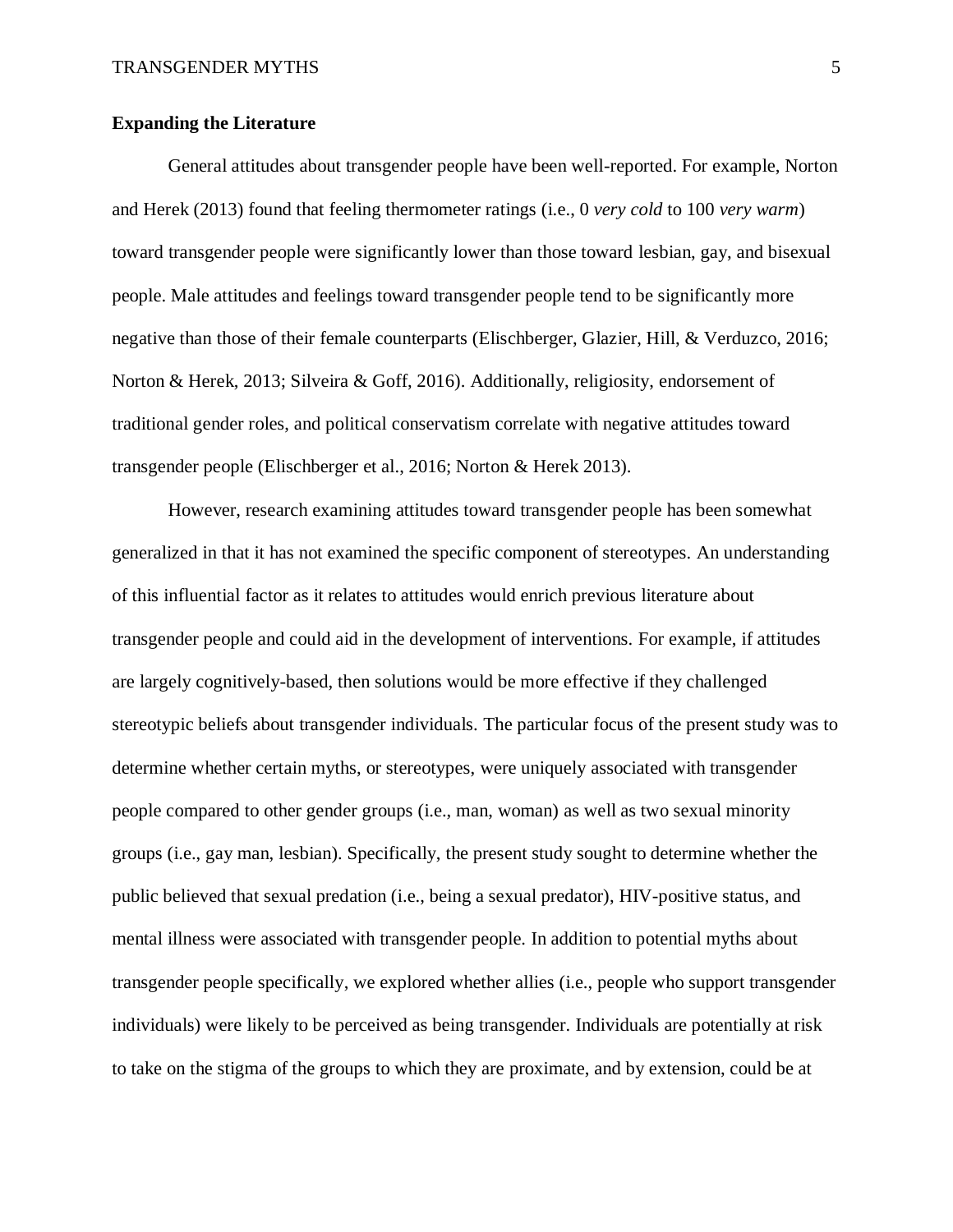**Expanding the Literature**

General attitudes about transgender people have been well-reported. For example, Norton and Herek (2013) found that feeling thermometer ratings (i.e., 0 *very cold* to 100 *very warm*) toward transgender people were significantly lower than those toward lesbian, gay, and bisexual people. Male attitudes and feelings toward transgender people tend to be significantly more negative than those of their female counterparts (Elischberger, Glazier, Hill, & Verduzco, 2016; Norton & Herek, 2013; Silveira & Goff, 2016). Additionally, religiosity, endorsement of traditional gender roles, and political conservatism correlate with negative attitudes toward transgender people (Elischberger et al., 2016; Norton & Herek 2013).

However, research examining attitudes toward transgender people has been somewhat generalized in that it has not examined the specific component of stereotypes. An understanding of this influential factor as it relates to attitudes would enrich previous literature about transgender people and could aid in the development of interventions. For example, if attitudes are largely cognitively-based, then solutions would be more effective if they challenged stereotypic beliefs about transgender individuals. The particular focus of the present study was to determine whether certain myths, or stereotypes, were uniquely associated with transgender people compared to other gender groups (i.e., man, woman) as well as two sexual minority groups (i.e., gay man, lesbian). Specifically, the present study sought to determine whether the public believed that sexual predation (i.e., being a sexual predator), HIV-positive status, and mental illness were associated with transgender people. In addition to potential myths about transgender people specifically, we explored whether allies (i.e., people who support transgender individuals) were likely to be perceived as being transgender. Individuals are potentially at risk to take on the stigma of the groups to which they are proximate, and by extension, could be at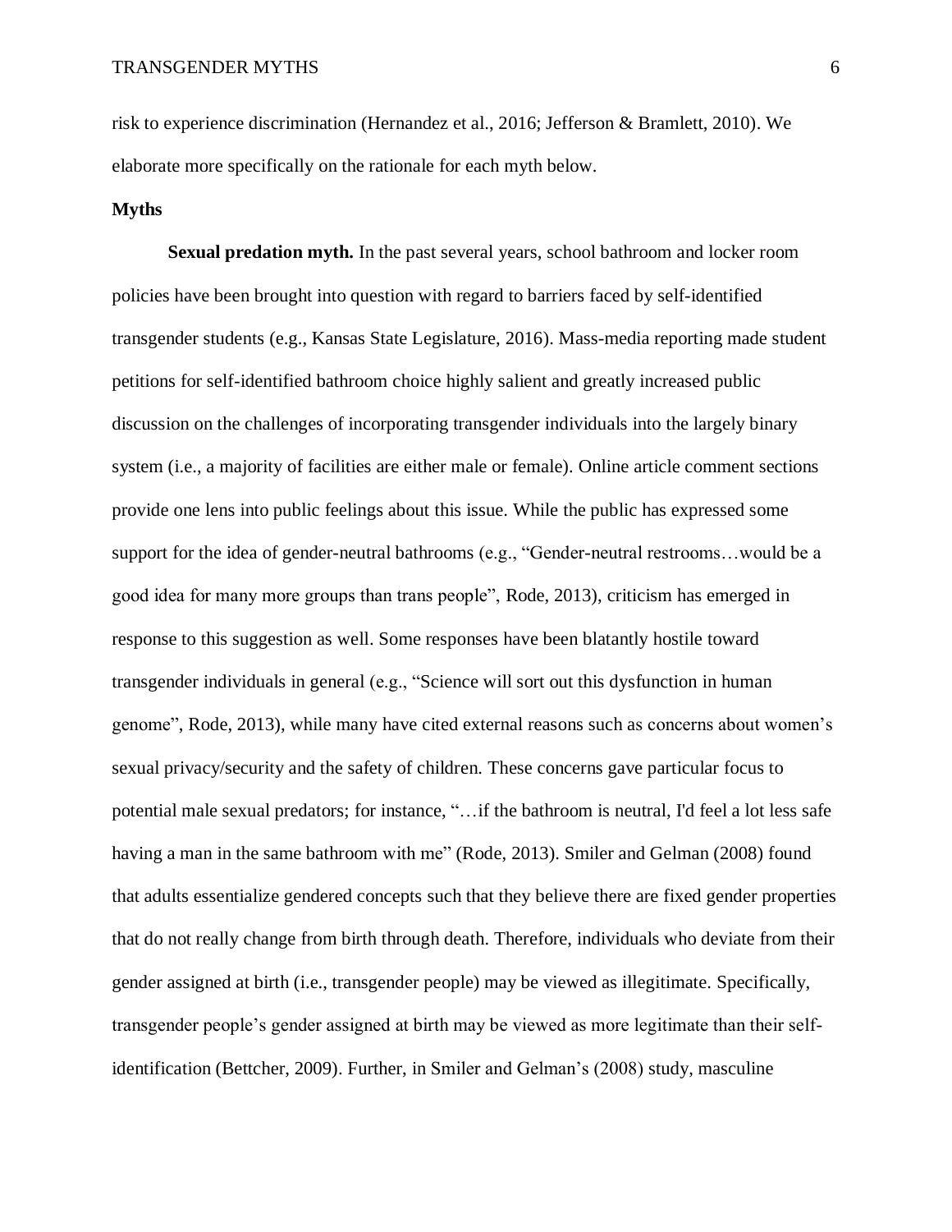risk to experience discrimination (Hernandez et al., 2016; Jefferson & Bramlett, 2010). We elaborate more specifically on the rationale for each myth below.

## Myths

**Sexual predation myth.** In the past several years, school bathroom and locker room policies have been brought into question with regard to barriers faced by self-identified transgender students (e.g., Kansas State Legislature, 2016). Mass-media reporting made student petitions for self-identified bathroom choice highly salient and greatly increased public discussion on the challenges of incorporating transgender individuals into the largely binary system (i.e., a majority of facilities are either male or female). Online article comment sections provide one lens into public feelings about this issue. While the public has expressed some support for the idea of gender-neutral bathrooms (e.g., "Gender-neutral restrooms…would be a good idea for many more groups than trans people", Rode, 2013), criticism has emerged in response to this suggestion as well. Some responses have been blatantly hostile toward transgender individuals in general (e.g., "Science will sort out this dysfunction in human genome", Rode, 2013), while many have cited external reasons such as concerns about women's sexual privacy/security and the safety of children. These concerns gave particular focus to potential male sexual predators; for instance, "…if the bathroom is neutral, I'd feel a lot less safe having a man in the same bathroom with me" (Rode, 2013). Smiler and Gelman (2008) found that adults essentialize gendered concepts such that they believe there are fixed gender properties that do not really change from birth through death. Therefore, individuals who deviate from their gender assigned at birth (i.e., transgender people) may be viewed as illegitimate. Specifically, transgender people's gender assigned at birth may be viewed as more legitimate than their self-identification (Bettcher, 2009). Further, in Smiler and Gelman's (2008) study, masculine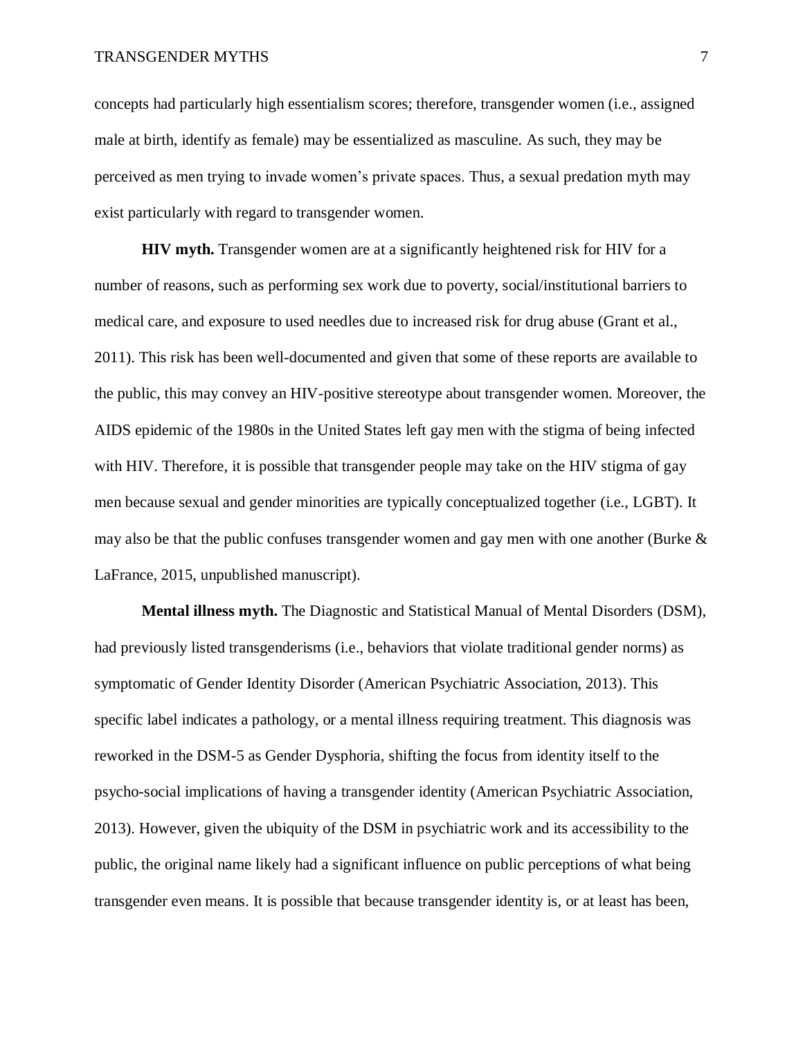concepts had particularly high essentialism scores; therefore, transgender women (i.e., assigned male at birth, identify as female) may be essentialized as masculine. As such, they may be perceived as men trying to invade women's private spaces. Thus, a sexual predation myth may exist particularly with regard to transgender women.

**HIV myth.** Transgender women are at a significantly heightened risk for HIV for a number of reasons, such as performing sex work due to poverty, social/institutional barriers to medical care, and exposure to used needles due to increased risk for drug abuse (Grant et al., 2011). This risk has been well-documented and given that some of these reports are available to the public, this may convey an HIV-positive stereotype about transgender women. Moreover, the AIDS epidemic of the 1980s in the United States left gay men with the stigma of being infected with HIV. Therefore, it is possible that transgender people may take on the HIV stigma of gay men because sexual and gender minorities are typically conceptualized together (i.e., LGBT). It may also be that the public confuses transgender women and gay men with one another (Burke & LaFrance, 2015, unpublished manuscript).

**Mental illness myth.** The Diagnostic and Statistical Manual of Mental Disorders (DSM), had previously listed transgenderisms (i.e., behaviors that violate traditional gender norms) as symptomatic of Gender Identity Disorder (American Psychiatric Association, 2013). This specific label indicates a pathology, or a mental illness requiring treatment. This diagnosis was reworked in the DSM-5 as Gender Dysphoria, shifting the focus from identity itself to the psycho-social implications of having a transgender identity (American Psychiatric Association, 2013). However, given the ubiquity of the DSM in psychiatric work and its accessibility to the public, the original name likely had a significant influence on public perceptions of what being transgender even means. It is possible that because transgender identity is, or at least has been,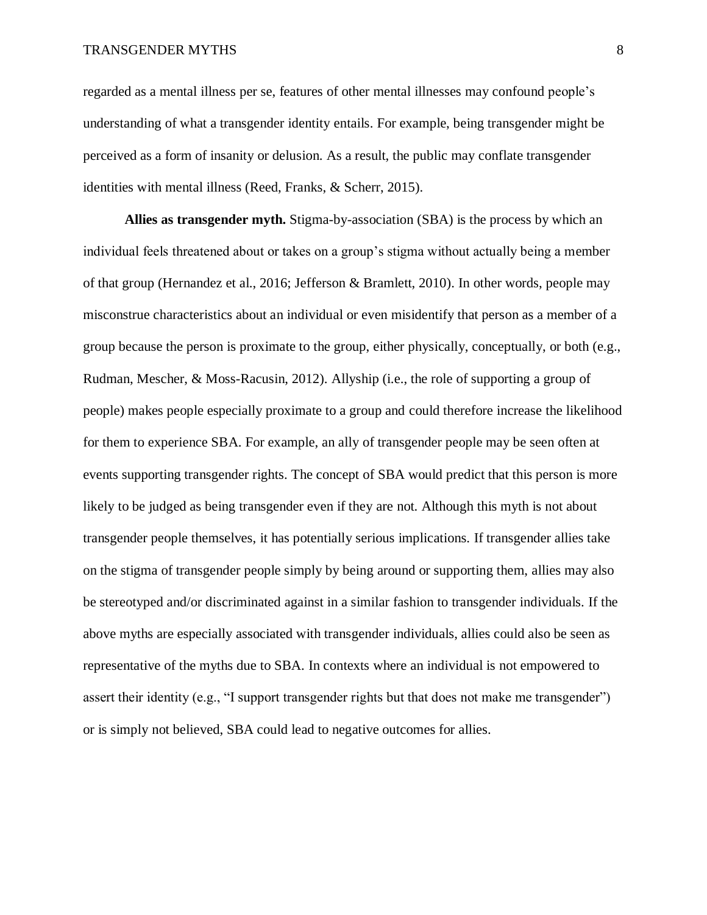regarded as a mental illness per se, features of other mental illnesses may confound people's understanding of what a transgender identity entails. For example, being transgender might be perceived as a form of insanity or delusion. As a result, the public may conflate transgender identities with mental illness (Reed, Franks, & Scherr, 2015).

**Allies as transgender myth.** Stigma-by-association (SBA) is the process by which an individual feels threatened about or takes on a group's stigma without actually being a member of that group (Hernandez et al., 2016; Jefferson & Bramlett, 2010). In other words, people may misconstrue characteristics about an individual or even misidentify that person as a member of a group because the person is proximate to the group, either physically, conceptually, or both (e.g., Rudman, Mescher, & Moss-Racusin, 2012). Allyship (i.e., the role of supporting a group of people) makes people especially proximate to a group and could therefore increase the likelihood for them to experience SBA. For example, an ally of transgender people may be seen often at events supporting transgender rights. The concept of SBA would predict that this person is more likely to be judged as being transgender even if they are not. Although this myth is not about transgender people themselves, it has potentially serious implications. If transgender allies take on the stigma of transgender people simply by being around or supporting them, allies may also be stereotyped and/or discriminated against in a similar fashion to transgender individuals. If the above myths are especially associated with transgender individuals, allies could also be seen as representative of the myths due to SBA. In contexts where an individual is not empowered to assert their identity (e.g., "I support transgender rights but that does not make me transgender") or is simply not believed, SBA could lead to negative outcomes for allies.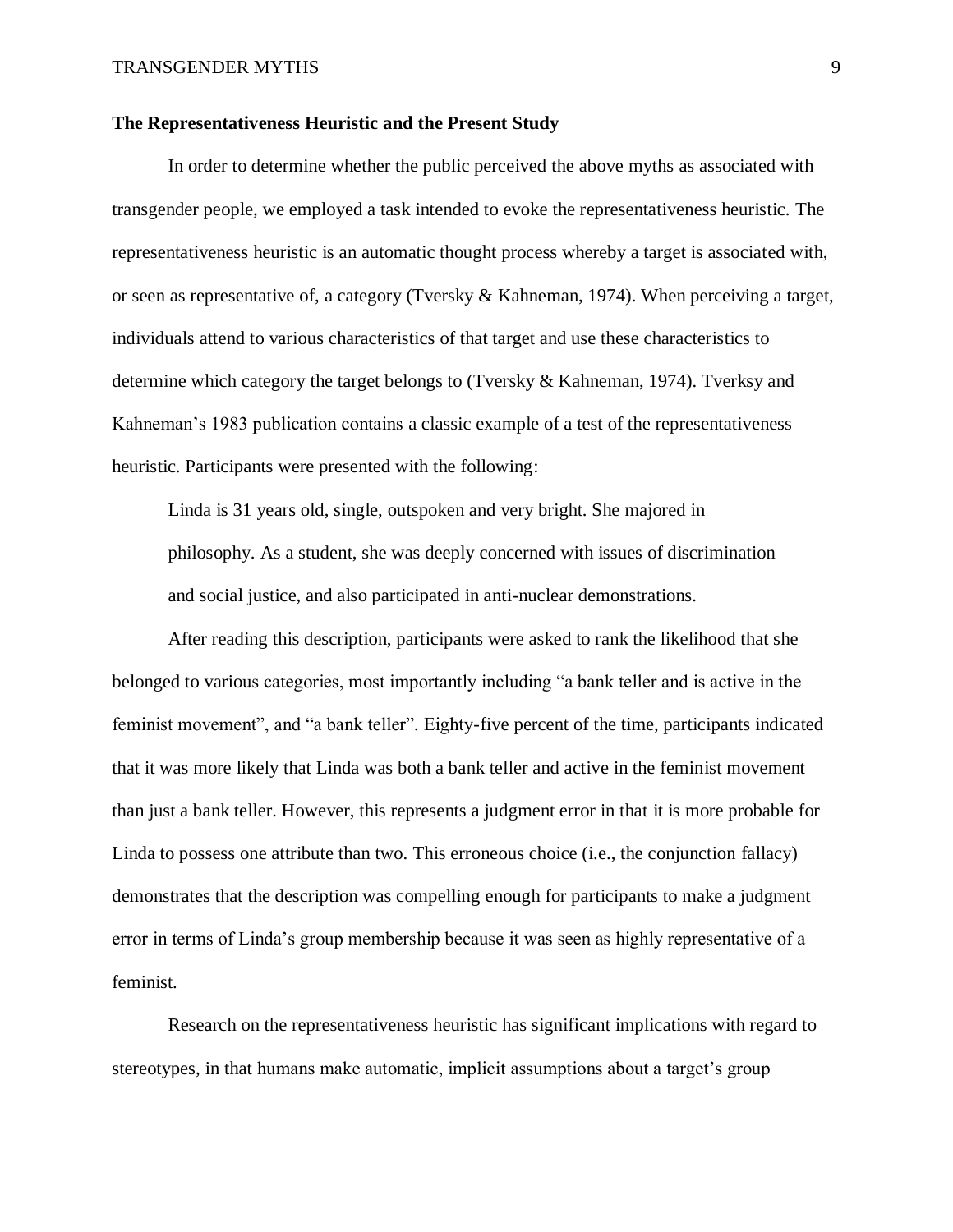### The Representativeness Heuristic and the Present Study

In order to determine whether the public perceived the above myths as associated with transgender people, we employed a task intended to evoke the representativeness heuristic. The representativeness heuristic is an automatic thought process whereby a target is associated with, or seen as representative of, a category (Tversky & Kahneman, 1974). When perceiving a target, individuals attend to various characteristics of that target and use these characteristics to determine which category the target belongs to (Tversky & Kahneman, 1974). Tverksy and Kahneman's 1983 publication contains a classic example of a test of the representativeness heuristic. Participants were presented with the following:

> Linda is 31 years old, single, outspoken and very bright. She majored in philosophy. As a student, she was deeply concerned with issues of discrimination and social justice, and also participated in anti-nuclear demonstrations.

After reading this description, participants were asked to rank the likelihood that she belonged to various categories, most importantly including "a bank teller and is active in the feminist movement", and "a bank teller". Eighty-five percent of the time, participants indicated that it was more likely that Linda was both a bank teller and active in the feminist movement than just a bank teller. However, this represents a judgment error in that it is more probable for Linda to possess one attribute than two. This erroneous choice (i.e., the conjunction fallacy) demonstrates that the description was compelling enough for participants to make a judgment error in terms of Linda's group membership because it was seen as highly representative of a feminist.

Research on the representativeness heuristic has significant implications with regard to stereotypes, in that humans make automatic, implicit assumptions about a target's group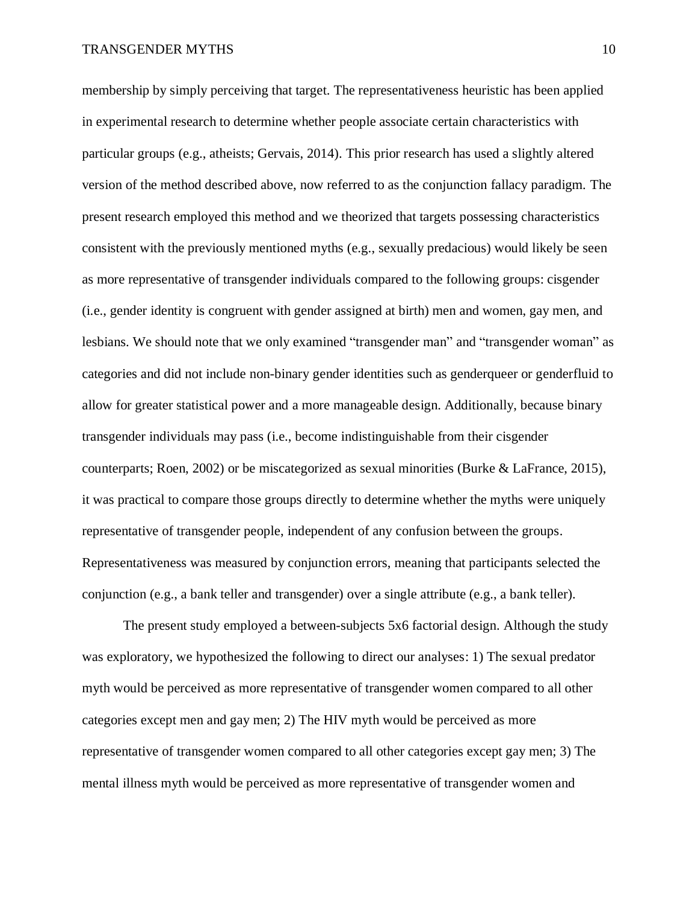membership by simply perceiving that target. The representativeness heuristic has been applied in experimental research to determine whether people associate certain characteristics with particular groups (e.g., atheists; Gervais, 2014). This prior research has used a slightly altered version of the method described above, now referred to as the conjunction fallacy paradigm. The present research employed this method and we theorized that targets possessing characteristics consistent with the previously mentioned myths (e.g., sexually predacious) would likely be seen as more representative of transgender individuals compared to the following groups: cisgender (i.e., gender identity is congruent with gender assigned at birth) men and women, gay men, and lesbians. We should note that we only examined "transgender man" and "transgender woman" as categories and did not include non-binary gender identities such as genderqueer or genderfluid to allow for greater statistical power and a more manageable design. Additionally, because binary transgender individuals may pass (i.e., become indistinguishable from their cisgender counterparts; Roen, 2002) or be miscategorized as sexual minorities (Burke & LaFrance, 2015), it was practical to compare those groups directly to determine whether the myths were uniquely representative of transgender people, independent of any confusion between the groups. Representativeness was measured by conjunction errors, meaning that participants selected the conjunction (e.g., a bank teller and transgender) over a single attribute (e.g., a bank teller).

The present study employed a between-subjects 5x6 factorial design. Although the study was exploratory, we hypothesized the following to direct our analyses: 1) The sexual predator myth would be perceived as more representative of transgender women compared to all other categories except men and gay men; 2) The HIV myth would be perceived as more representative of transgender women compared to all other categories except gay men; 3) The mental illness myth would be perceived as more representative of transgender women and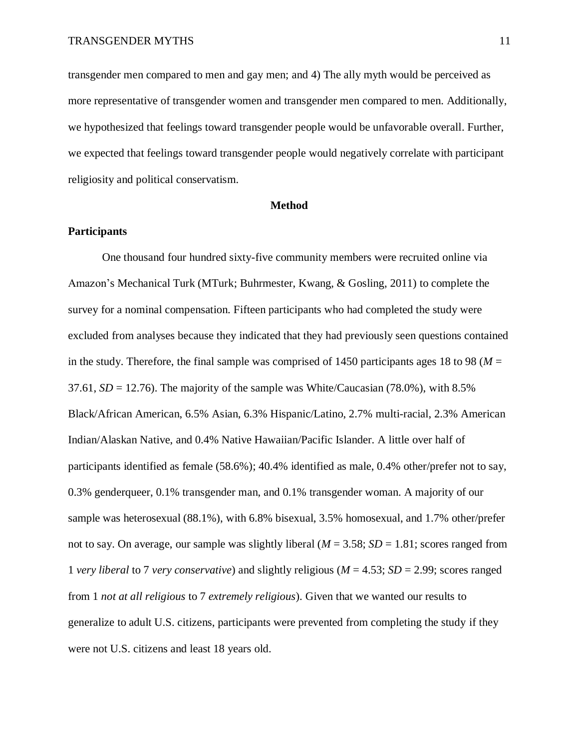transgender men compared to men and gay men; and 4) The ally myth would be perceived as more representative of transgender women and transgender men compared to men. Additionally, we hypothesized that feelings toward transgender people would be unfavorable overall. Further, we expected that feelings toward transgender people would negatively correlate with participant religiosity and political conservatism.

## Method

### Participants

One thousand four hundred sixty-five community members were recruited online via Amazon's Mechanical Turk (MTurk; Buhrmester, Kwang, & Gosling, 2011) to complete the survey for a nominal compensation. Fifteen participants who had completed the study were excluded from analyses because they indicated that they had previously seen questions contained in the study. Therefore, the final sample was comprised of 1450 participants ages 18 to 98 ($M$ = 37.61, $SD$ = 12.76). The majority of the sample was White/Caucasian (78.0%), with 8.5% Black/African American, 6.5% Asian, 6.3% Hispanic/Latino, 2.7% multi-racial, 2.3% American Indian/Alaskan Native, and 0.4% Native Hawaiian/Pacific Islander. A little over half of participants identified as female (58.6%); 40.4% identified as male, 0.4% other/prefer not to say, 0.3% genderqueer, 0.1% transgender man, and 0.1% transgender woman. A majority of our sample was heterosexual (88.1%), with 6.8% bisexual, 3.5% homosexual, and 1.7% other/prefer not to say. On average, our sample was slightly liberal ($M$ = 3.58; $SD$ = 1.81; scores ranged from 1 *very liberal* to 7 *very conservative*) and slightly religious ($M$ = 4.53; $SD$ = 2.99; scores ranged from 1 *not at all religious* to 7 *extremely religious*). Given that we wanted our results to generalize to adult U.S. citizens, participants were prevented from completing the study if they were not U.S. citizens and least 18 years old.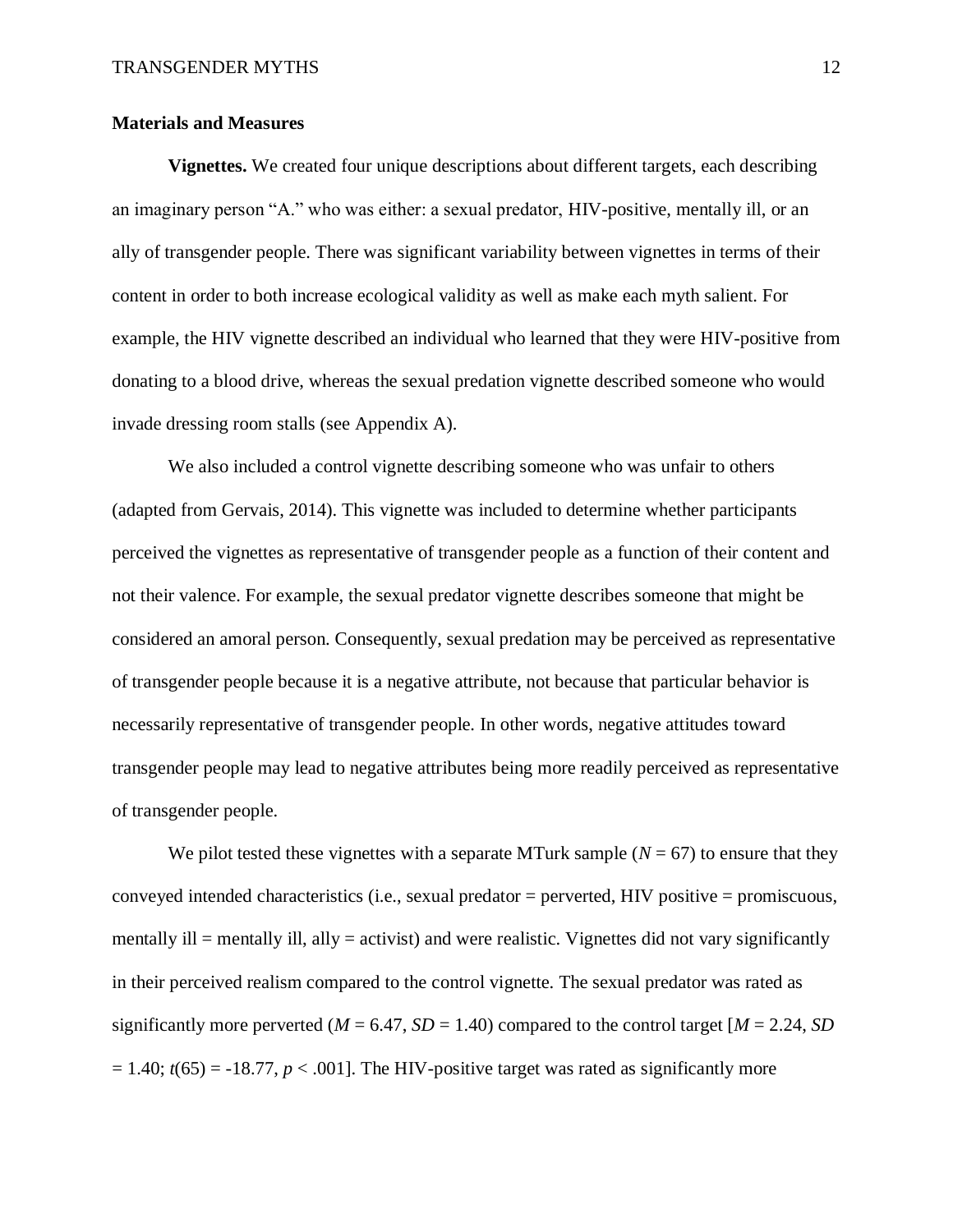### Materials and Measures

**Vignettes.** We created four unique descriptions about different targets, each describing an imaginary person "A." who was either: a sexual predator, HIV-positive, mentally ill, or an ally of transgender people. There was significant variability between vignettes in terms of their content in order to both increase ecological validity as well as make each myth salient. For example, the HIV vignette described an individual who learned that they were HIV-positive from donating to a blood drive, whereas the sexual predation vignette described someone who would invade dressing room stalls (see Appendix A).

We also included a control vignette describing someone who was unfair to others (adapted from Gervais, 2014). This vignette was included to determine whether participants perceived the vignettes as representative of transgender people as a function of their content and not their valence. For example, the sexual predator vignette describes someone that might be considered an amoral person. Consequently, sexual predation may be perceived as representative of transgender people because it is a negative attribute, not because that particular behavior is necessarily representative of transgender people. In other words, negative attitudes toward transgender people may lead to negative attributes being more readily perceived as representative of transgender people.

We pilot tested these vignettes with a separate MTurk sample ($N$ = 67) to ensure that they conveyed intended characteristics (i.e., sexual predator = perverted, HIV positive = promiscuous, mentally ill = mentally ill, ally = activist) and were realistic. Vignettes did not vary significantly in their perceived realism compared to the control vignette. The sexual predator was rated as significantly more perverted ($M$ = 6.47, $SD$ = 1.40) compared to the control target [$M$ = 2.24, $SD$ = 1.40; $t(65) = -18.77$, $p < .001$]. The HIV-positive target was rated as significantly more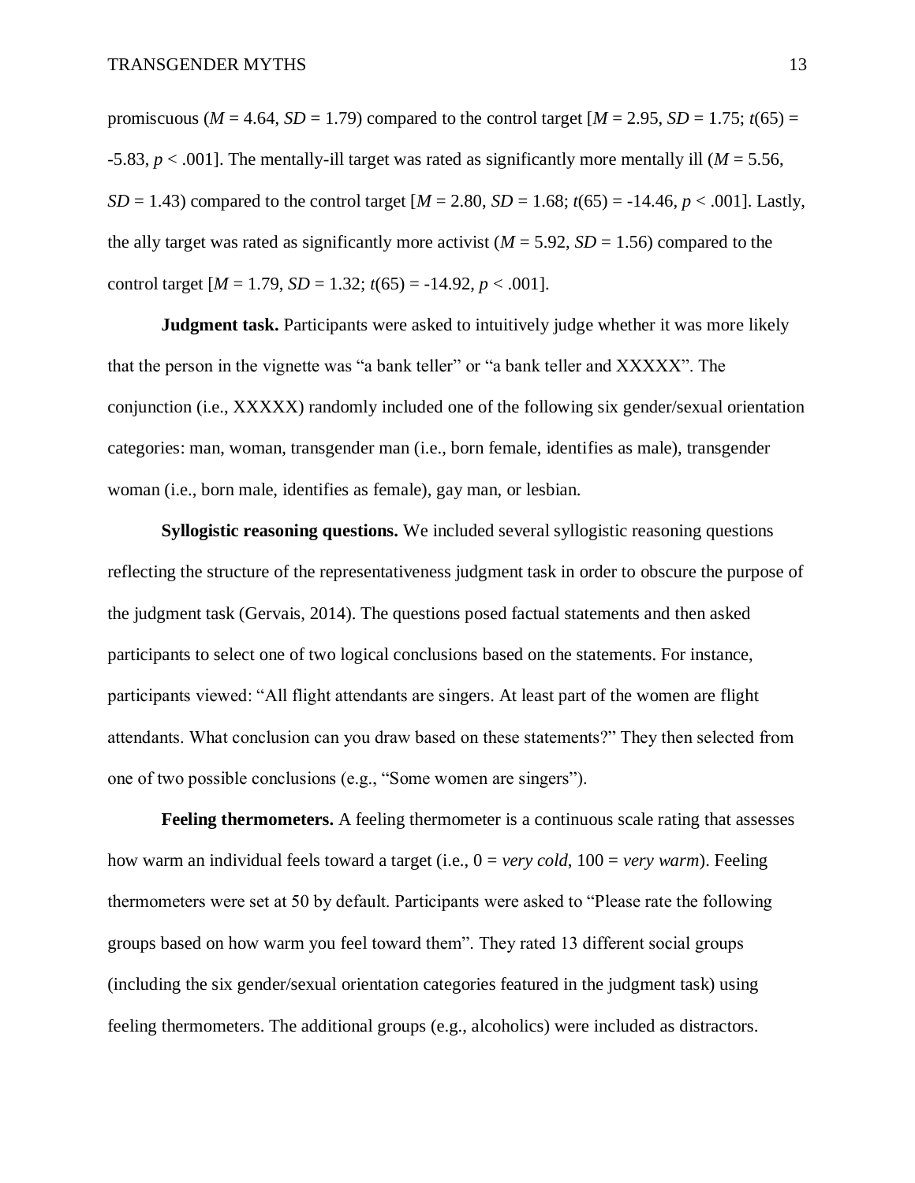promiscuous ($M$ = 4.64, $SD$ = 1.79) compared to the control target [$M$ = 2.95, $SD$ = 1.75; $t(65)$ = -5.83, $p$ < .001]. The mentally-ill target was rated as significantly more mentally ill ($M$ = 5.56, $SD$ = 1.43) compared to the control target [$M$ = 2.80, $SD$ = 1.68; $t(65)$ = -14.46, $p$ < .001]. Lastly, the ally target was rated as significantly more activist ($M$ = 5.92, $SD$ = 1.56) compared to the control target [$M$ = 1.79, $SD$ = 1.32; $t(65)$ = -14.92, $p$ < .001].

**Judgment task.** Participants were asked to intuitively judge whether it was more likely that the person in the vignette was "a bank teller" or "a bank teller and XXXXX". The conjunction (i.e., XXXXX) randomly included one of the following six gender/sexual orientation categories: man, woman, transgender man (i.e., born female, identifies as male), transgender woman (i.e., born male, identifies as female), gay man, or lesbian.

**Syllogistic reasoning questions.** We included several syllogistic reasoning questions reflecting the structure of the representativeness judgment task in order to obscure the purpose of the judgment task (Gervais, 2014). The questions posed factual statements and then asked participants to select one of two logical conclusions based on the statements. For instance, participants viewed: "All flight attendants are singers. At least part of the women are flight attendants. What conclusion can you draw based on these statements?" They then selected from one of two possible conclusions (e.g., "Some women are singers").

**Feeling thermometers.** A feeling thermometer is a continuous scale rating that assesses how warm an individual feels toward a target (i.e., 0 = *very cold*, 100 = *very warm*). Feeling thermometers were set at 50 by default. Participants were asked to "Please rate the following groups based on how warm you feel toward them". They rated 13 different social groups (including the six gender/sexual orientation categories featured in the judgment task) using feeling thermometers. The additional groups (e.g., alcoholics) were included as distractors.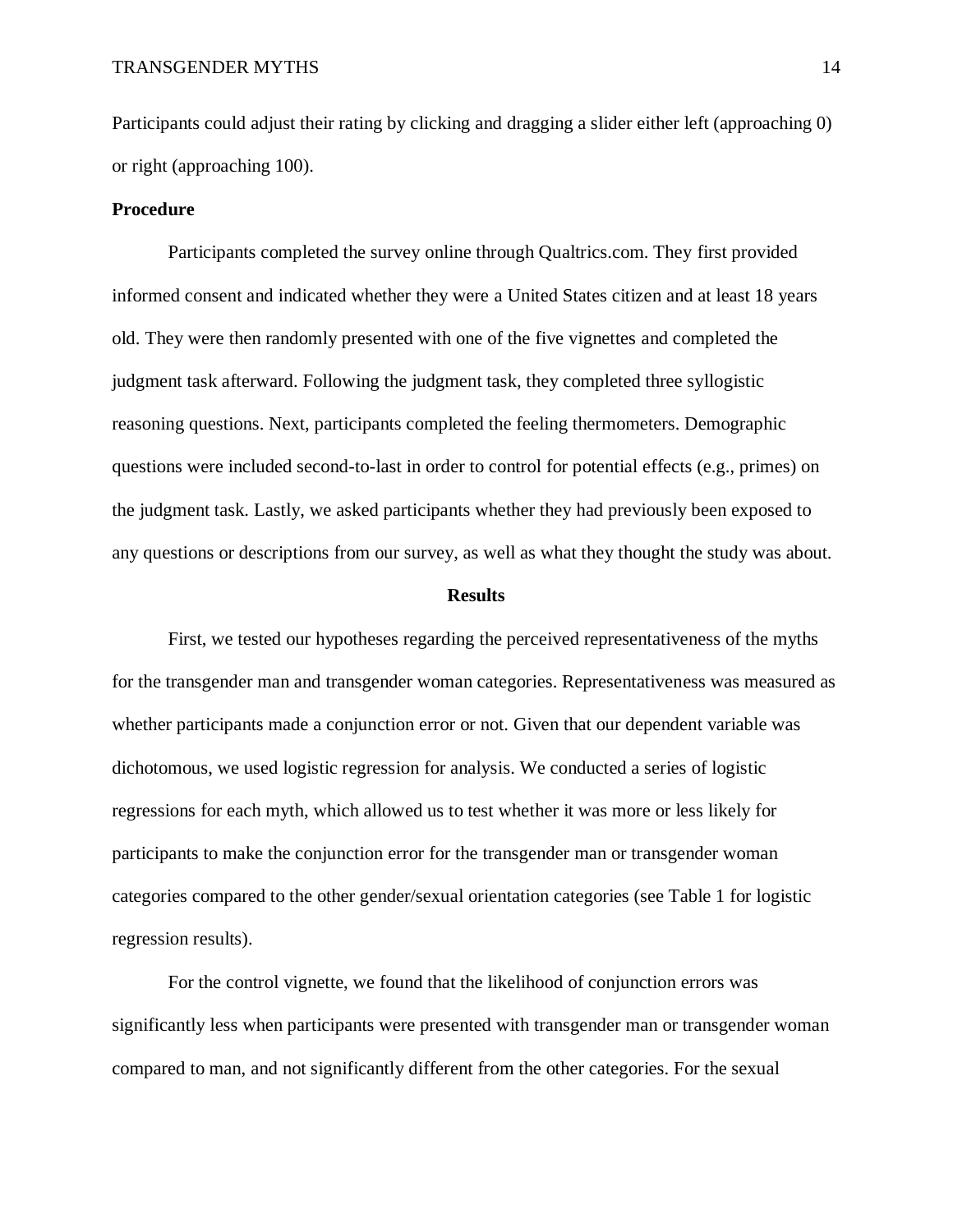Participants could adjust their rating by clicking and dragging a slider either left (approaching 0) or right (approaching 100).

**Procedure**

Participants completed the survey online through Qualtrics.com. They first provided informed consent and indicated whether they were a United States citizen and at least 18 years old. They were then randomly presented with one of the five vignettes and completed the judgment task afterward. Following the judgment task, they completed three syllogistic reasoning questions. Next, participants completed the feeling thermometers. Demographic questions were included second-to-last in order to control for potential effects (e.g., primes) on the judgment task. Lastly, we asked participants whether they had previously been exposed to any questions or descriptions from our survey, as well as what they thought the study was about.

## Results

First, we tested our hypotheses regarding the perceived representativeness of the myths for the transgender man and transgender woman categories. Representativeness was measured as whether participants made a conjunction error or not. Given that our dependent variable was dichotomous, we used logistic regression for analysis. We conducted a series of logistic regressions for each myth, which allowed us to test whether it was more or less likely for participants to make the conjunction error for the transgender man or transgender woman categories compared to the other gender/sexual orientation categories (see Table 1 for logistic regression results).

For the control vignette, we found that the likelihood of conjunction errors was significantly less when participants were presented with transgender man or transgender woman compared to man, and not significantly different from the other categories. For the sexual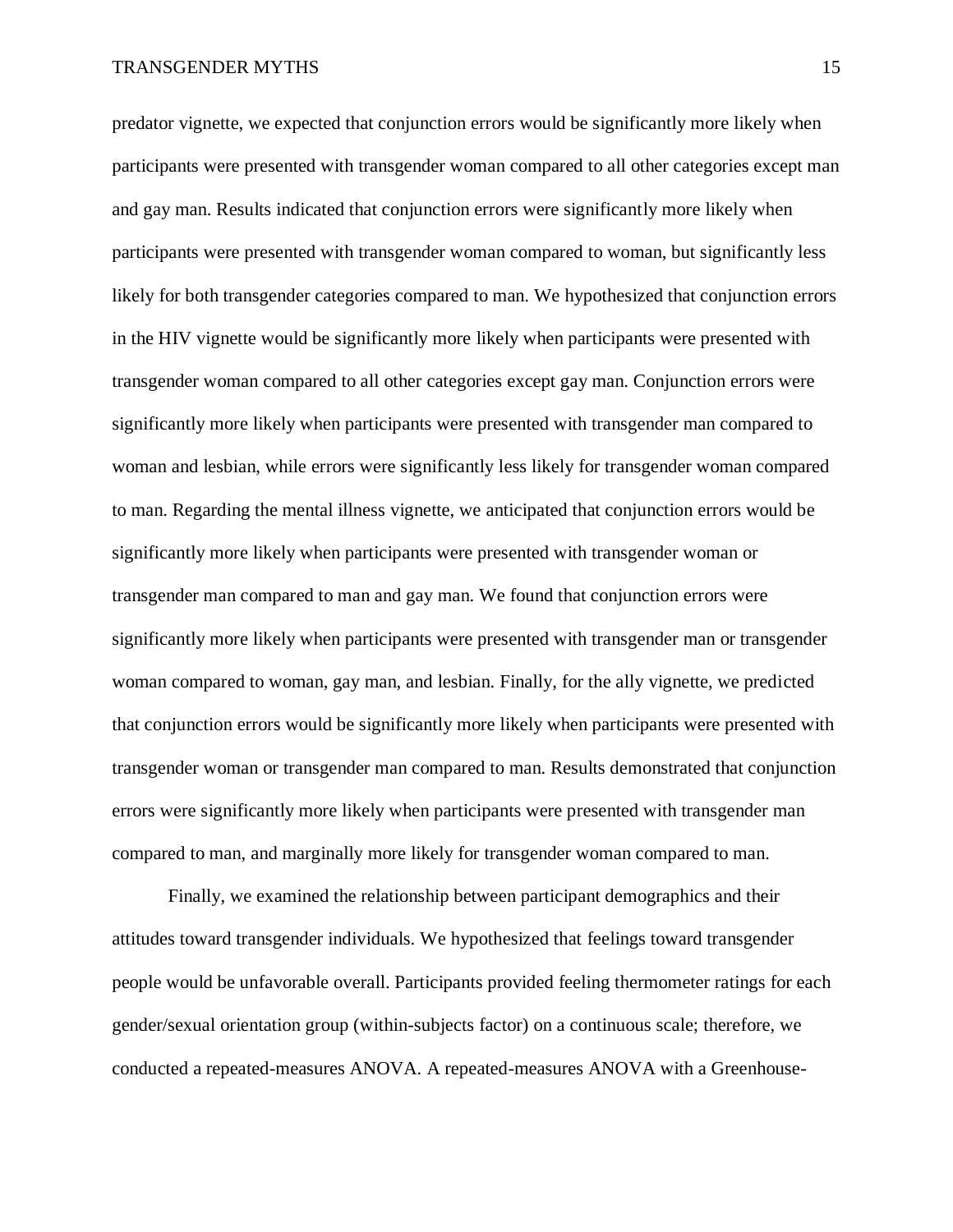predator vignette, we expected that conjunction errors would be significantly more likely when participants were presented with transgender woman compared to all other categories except man and gay man. Results indicated that conjunction errors were significantly more likely when participants were presented with transgender woman compared to woman, but significantly less likely for both transgender categories compared to man. We hypothesized that conjunction errors in the HIV vignette would be significantly more likely when participants were presented with transgender woman compared to all other categories except gay man. Conjunction errors were significantly more likely when participants were presented with transgender man compared to woman and lesbian, while errors were significantly less likely for transgender woman compared to man. Regarding the mental illness vignette, we anticipated that conjunction errors would be significantly more likely when participants were presented with transgender woman or transgender man compared to man and gay man. We found that conjunction errors were significantly more likely when participants were presented with transgender man or transgender woman compared to woman, gay man, and lesbian. Finally, for the ally vignette, we predicted that conjunction errors would be significantly more likely when participants were presented with transgender woman or transgender man compared to man. Results demonstrated that conjunction errors were significantly more likely when participants were presented with transgender man compared to man, and marginally more likely for transgender woman compared to man.

Finally, we examined the relationship between participant demographics and their attitudes toward transgender individuals. We hypothesized that feelings toward transgender people would be unfavorable overall. Participants provided feeling thermometer ratings for each gender/sexual orientation group (within-subjects factor) on a continuous scale; therefore, we conducted a repeated-measures ANOVA. A repeated-measures ANOVA with a Greenhouse-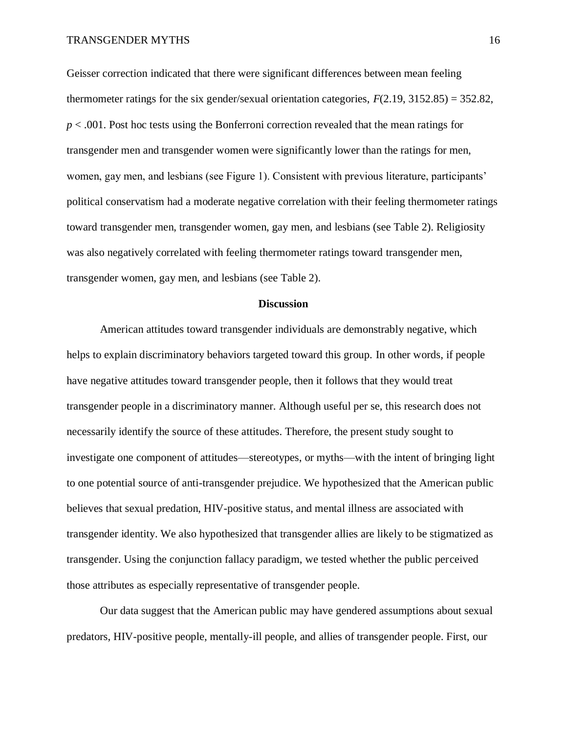Geisser correction indicated that there were significant differences between mean feeling thermometer ratings for the six gender/sexual orientation categories, $F(2.19, 3152.85) = 352.82$, $p < .001$. Post hoc tests using the Bonferroni correction revealed that the mean ratings for transgender men and transgender women were significantly lower than the ratings for men, women, gay men, and lesbians (see Figure 1). Consistent with previous literature, participants' political conservatism had a moderate negative correlation with their feeling thermometer ratings toward transgender men, transgender women, gay men, and lesbians (see Table 2). Religiosity was also negatively correlated with feeling thermometer ratings toward transgender men, transgender women, gay men, and lesbians (see Table 2).

## Discussion

American attitudes toward transgender individuals are demonstrably negative, which helps to explain discriminatory behaviors targeted toward this group. In other words, if people have negative attitudes toward transgender people, then it follows that they would treat transgender people in a discriminatory manner. Although useful per se, this research does not necessarily identify the source of these attitudes. Therefore, the present study sought to investigate one component of attitudes—stereotypes, or myths—with the intent of bringing light to one potential source of anti-transgender prejudice. We hypothesized that the American public believes that sexual predation, HIV-positive status, and mental illness are associated with transgender identity. We also hypothesized that transgender allies are likely to be stigmatized as transgender. Using the conjunction fallacy paradigm, we tested whether the public perceived those attributes as especially representative of transgender people.

Our data suggest that the American public may have gendered assumptions about sexual predators, HIV-positive people, mentally-ill people, and allies of transgender people. First, our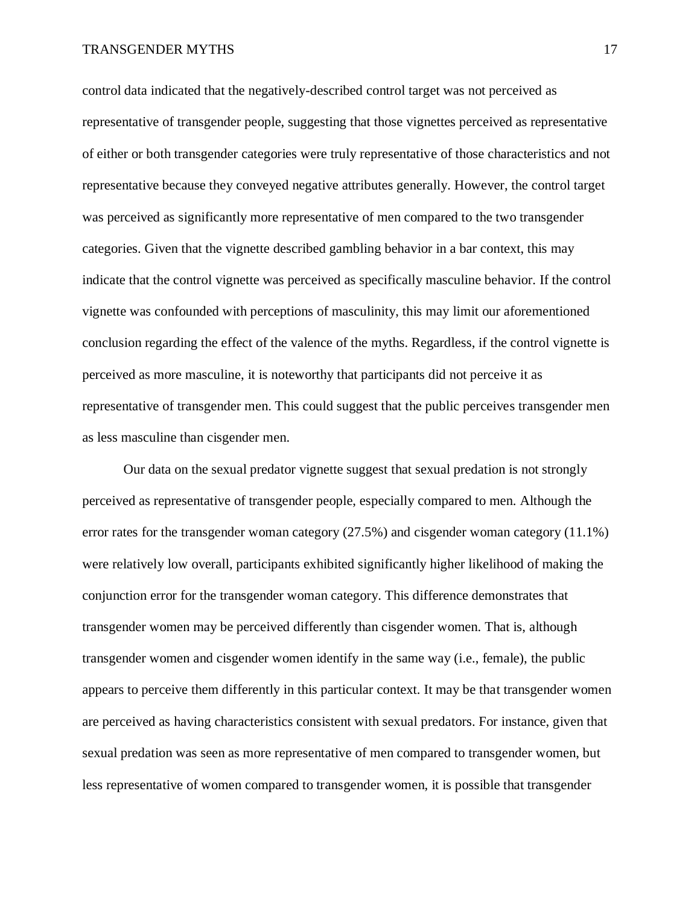control data indicated that the negatively-described control target was not perceived as representative of transgender people, suggesting that those vignettes perceived as representative of either or both transgender categories were truly representative of those characteristics and not representative because they conveyed negative attributes generally. However, the control target was perceived as significantly more representative of men compared to the two transgender categories. Given that the vignette described gambling behavior in a bar context, this may indicate that the control vignette was perceived as specifically masculine behavior. If the control vignette was confounded with perceptions of masculinity, this may limit our aforementioned conclusion regarding the effect of the valence of the myths. Regardless, if the control vignette is perceived as more masculine, it is noteworthy that participants did not perceive it as representative of transgender men. This could suggest that the public perceives transgender men as less masculine than cisgender men.

Our data on the sexual predator vignette suggest that sexual predation is not strongly perceived as representative of transgender people, especially compared to men. Although the error rates for the transgender woman category (27.5%) and cisgender woman category (11.1%) were relatively low overall, participants exhibited significantly higher likelihood of making the conjunction error for the transgender woman category. This difference demonstrates that transgender women may be perceived differently than cisgender women. That is, although transgender women and cisgender women identify in the same way (i.e., female), the public appears to perceive them differently in this particular context. It may be that transgender women are perceived as having characteristics consistent with sexual predators. For instance, given that sexual predation was seen as more representative of men compared to transgender women, but less representative of women compared to transgender women, it is possible that transgender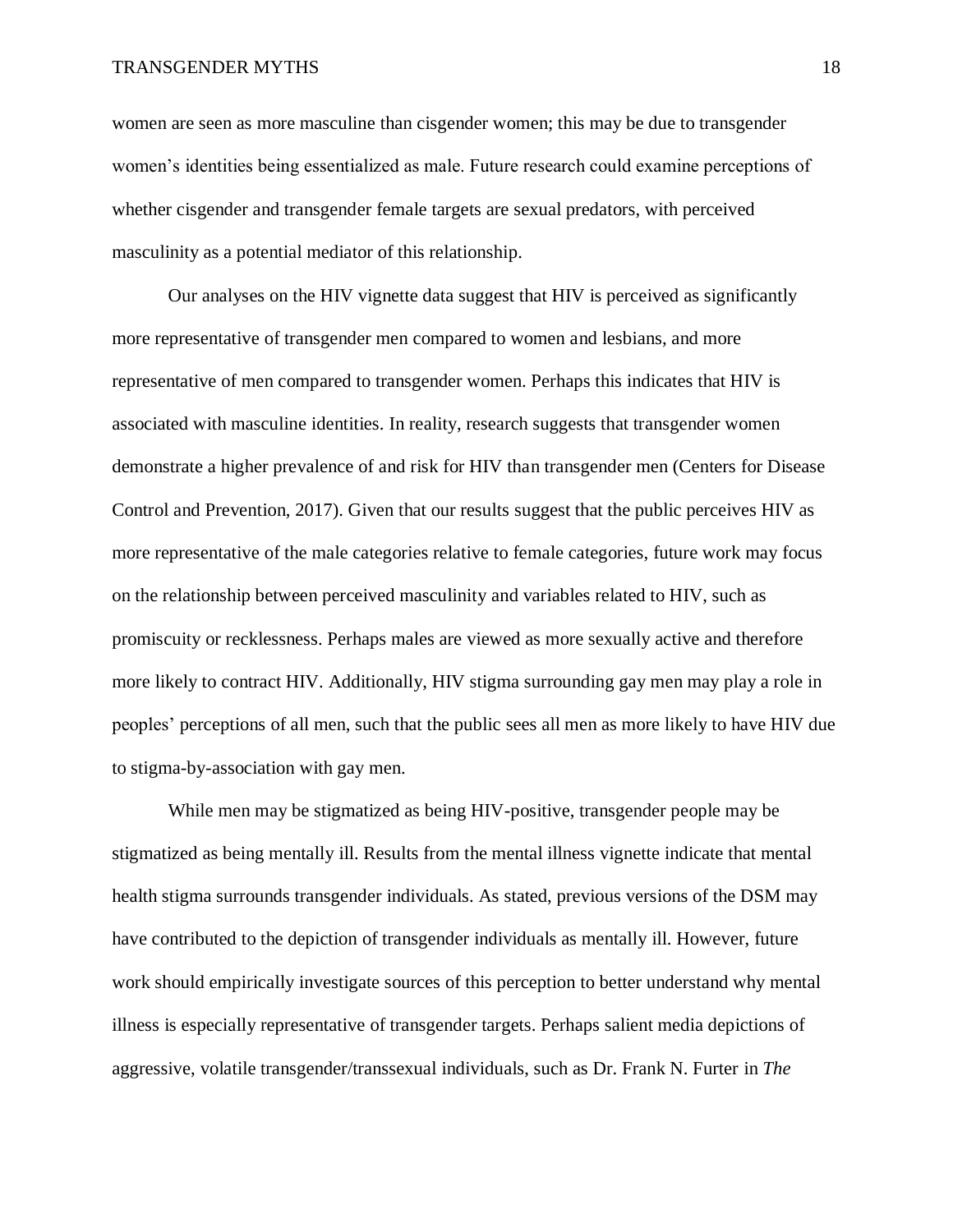women are seen as more masculine than cisgender women; this may be due to transgender women's identities being essentialized as male. Future research could examine perceptions of whether cisgender and transgender female targets are sexual predators, with perceived masculinity as a potential mediator of this relationship.

Our analyses on the HIV vignette data suggest that HIV is perceived as significantly more representative of transgender men compared to women and lesbians, and more representative of men compared to transgender women. Perhaps this indicates that HIV is associated with masculine identities. In reality, research suggests that transgender women demonstrate a higher prevalence of and risk for HIV than transgender men (Centers for Disease Control and Prevention, 2017). Given that our results suggest that the public perceives HIV as more representative of the male categories relative to female categories, future work may focus on the relationship between perceived masculinity and variables related to HIV, such as promiscuity or recklessness. Perhaps males are viewed as more sexually active and therefore more likely to contract HIV. Additionally, HIV stigma surrounding gay men may play a role in peoples' perceptions of all men, such that the public sees all men as more likely to have HIV due to stigma-by-association with gay men.

While men may be stigmatized as being HIV-positive, transgender people may be stigmatized as being mentally ill. Results from the mental illness vignette indicate that mental health stigma surrounds transgender individuals. As stated, previous versions of the DSM may have contributed to the depiction of transgender individuals as mentally ill. However, future work should empirically investigate sources of this perception to better understand why mental illness is especially representative of transgender targets. Perhaps salient media depictions of aggressive, volatile transgender/transsexual individuals, such as Dr. Frank N. Furter in *The*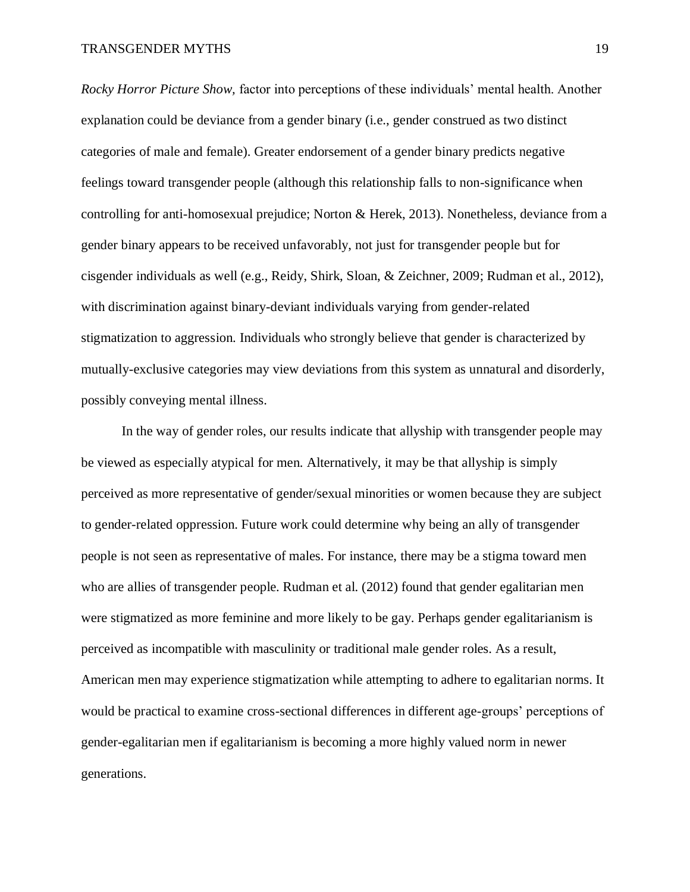*Rocky Horror Picture Show,* factor into perceptions of these individuals' mental health. Another explanation could be deviance from a gender binary (i.e., gender construed as two distinct categories of male and female). Greater endorsement of a gender binary predicts negative feelings toward transgender people (although this relationship falls to non-significance when controlling for anti-homosexual prejudice; Norton & Herek, 2013). Nonetheless, deviance from a gender binary appears to be received unfavorably, not just for transgender people but for cisgender individuals as well (e.g., Reidy, Shirk, Sloan, & Zeichner, 2009; Rudman et al., 2012), with discrimination against binary-deviant individuals varying from gender-related stigmatization to aggression. Individuals who strongly believe that gender is characterized by mutually-exclusive categories may view deviations from this system as unnatural and disorderly, possibly conveying mental illness.

In the way of gender roles, our results indicate that allyship with transgender people may be viewed as especially atypical for men. Alternatively, it may be that allyship is simply perceived as more representative of gender/sexual minorities or women because they are subject to gender-related oppression. Future work could determine why being an ally of transgender people is not seen as representative of males. For instance, there may be a stigma toward men who are allies of transgender people. Rudman et al. (2012) found that gender egalitarian men were stigmatized as more feminine and more likely to be gay. Perhaps gender egalitarianism is perceived as incompatible with masculinity or traditional male gender roles. As a result, American men may experience stigmatization while attempting to adhere to egalitarian norms. It would be practical to examine cross-sectional differences in different age-groups' perceptions of gender-egalitarian men if egalitarianism is becoming a more highly valued norm in newer generations.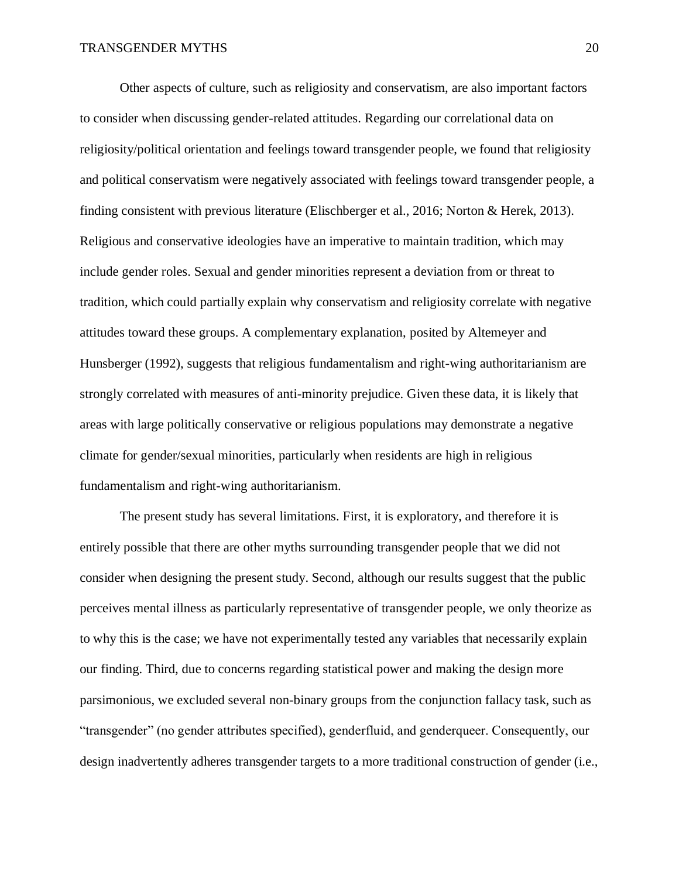Other aspects of culture, such as religiosity and conservatism, are also important factors to consider when discussing gender-related attitudes. Regarding our correlational data on religiosity/political orientation and feelings toward transgender people, we found that religiosity and political conservatism were negatively associated with feelings toward transgender people, a finding consistent with previous literature (Elischberger et al., 2016; Norton & Herek, 2013). Religious and conservative ideologies have an imperative to maintain tradition, which may include gender roles. Sexual and gender minorities represent a deviation from or threat to tradition, which could partially explain why conservatism and religiosity correlate with negative attitudes toward these groups. A complementary explanation, posited by Altemeyer and Hunsberger (1992), suggests that religious fundamentalism and right-wing authoritarianism are strongly correlated with measures of anti-minority prejudice. Given these data, it is likely that areas with large politically conservative or religious populations may demonstrate a negative climate for gender/sexual minorities, particularly when residents are high in religious fundamentalism and right-wing authoritarianism.

The present study has several limitations. First, it is exploratory, and therefore it is entirely possible that there are other myths surrounding transgender people that we did not consider when designing the present study. Second, although our results suggest that the public perceives mental illness as particularly representative of transgender people, we only theorize as to why this is the case; we have not experimentally tested any variables that necessarily explain our finding. Third, due to concerns regarding statistical power and making the design more parsimonious, we excluded several non-binary groups from the conjunction fallacy task, such as "transgender" (no gender attributes specified), genderfluid, and genderqueer. Consequently, our design inadvertently adheres transgender targets to a more traditional construction of gender (i.e.,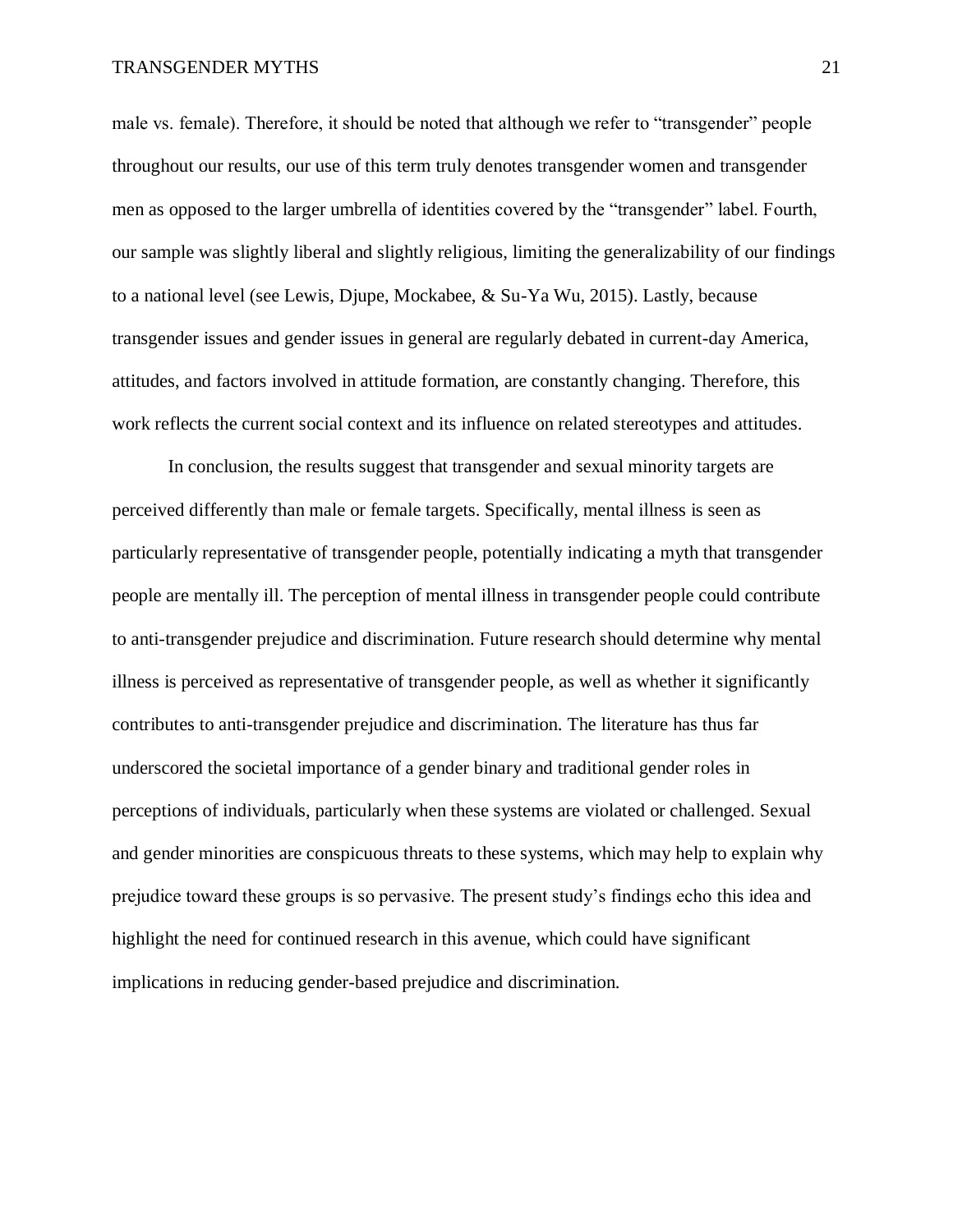male vs. female). Therefore, it should be noted that although we refer to "transgender" people throughout our results, our use of this term truly denotes transgender women and transgender men as opposed to the larger umbrella of identities covered by the "transgender" label. Fourth, our sample was slightly liberal and slightly religious, limiting the generalizability of our findings to a national level (see Lewis, Djupe, Mockabee, & Su-Ya Wu, 2015). Lastly, because transgender issues and gender issues in general are regularly debated in current-day America, attitudes, and factors involved in attitude formation, are constantly changing. Therefore, this work reflects the current social context and its influence on related stereotypes and attitudes.

In conclusion, the results suggest that transgender and sexual minority targets are perceived differently than male or female targets. Specifically, mental illness is seen as particularly representative of transgender people, potentially indicating a myth that transgender people are mentally ill. The perception of mental illness in transgender people could contribute to anti-transgender prejudice and discrimination. Future research should determine why mental illness is perceived as representative of transgender people, as well as whether it significantly contributes to anti-transgender prejudice and discrimination. The literature has thus far underscored the societal importance of a gender binary and traditional gender roles in perceptions of individuals, particularly when these systems are violated or challenged. Sexual and gender minorities are conspicuous threats to these systems, which may help to explain why prejudice toward these groups is so pervasive. The present study's findings echo this idea and highlight the need for continued research in this avenue, which could have significant implications in reducing gender-based prejudice and discrimination.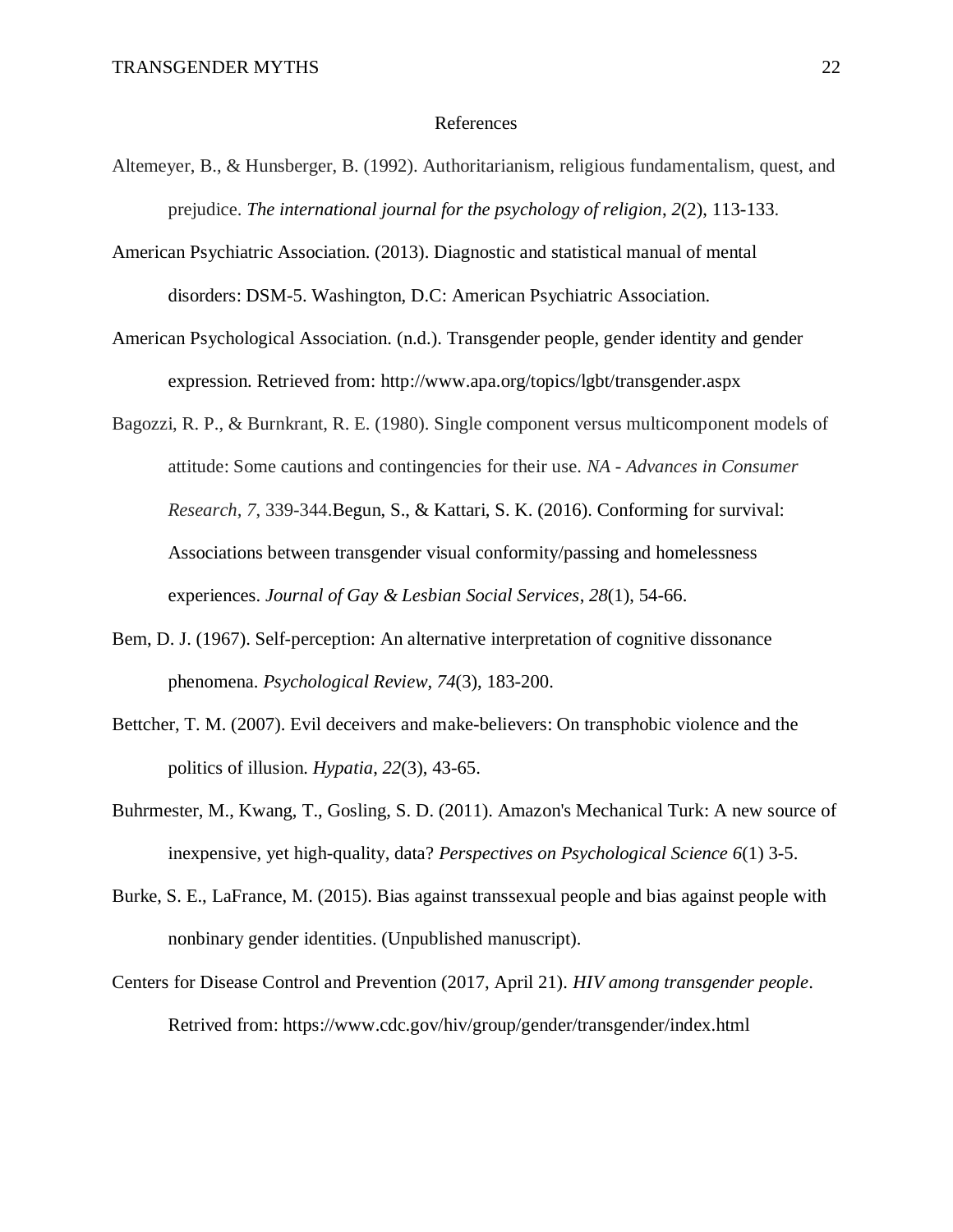# References

Altemeyer, B., & Hunsberger, B. (1992). Authoritarianism, religious fundamentalism, quest, and prejudice. *The international journal for the psychology of religion*, *2*(2), 113-133.

American Psychiatric Association. (2013). Diagnostic and statistical manual of mental disorders: DSM-5. Washington, D.C: American Psychiatric Association.

American Psychological Association. (n.d.). Transgender people, gender identity and gender expression. Retrieved from: http://www.apa.org/topics/lgbt/transgender.aspx

Bagozzi, R. P., & Burnkrant, R. E. (1980). Single component versus multicomponent models of attitude: Some cautions and contingencies for their use. *NA - Advances in Consumer Research, 7,* 339-344.Begun, S., & Kattari, S. K. (2016). Conforming for survival: Associations between transgender visual conformity/passing and homelessness experiences. *Journal of Gay & Lesbian Social Services*, *28*(1), 54-66.

Bem, D. J. (1967). Self-perception: An alternative interpretation of cognitive dissonance phenomena. *Psychological Review*, *74*(3), 183-200.

Bettcher, T. M. (2007). Evil deceivers and make-believers: On transphobic violence and the politics of illusion. *Hypatia*, *22*(3), 43-65.

Buhrmester, M., Kwang, T., Gosling, S. D. (2011). Amazon's Mechanical Turk: A new source of inexpensive, yet high-quality, data? *Perspectives on Psychological Science 6*(1) 3-5.

Burke, S. E., LaFrance, M. (2015). Bias against transsexual people and bias against people with nonbinary gender identities. (Unpublished manuscript).

Centers for Disease Control and Prevention (2017, April 21). *HIV among transgender people*. Retrived from: https://www.cdc.gov/hiv/group/gender/transgender/index.html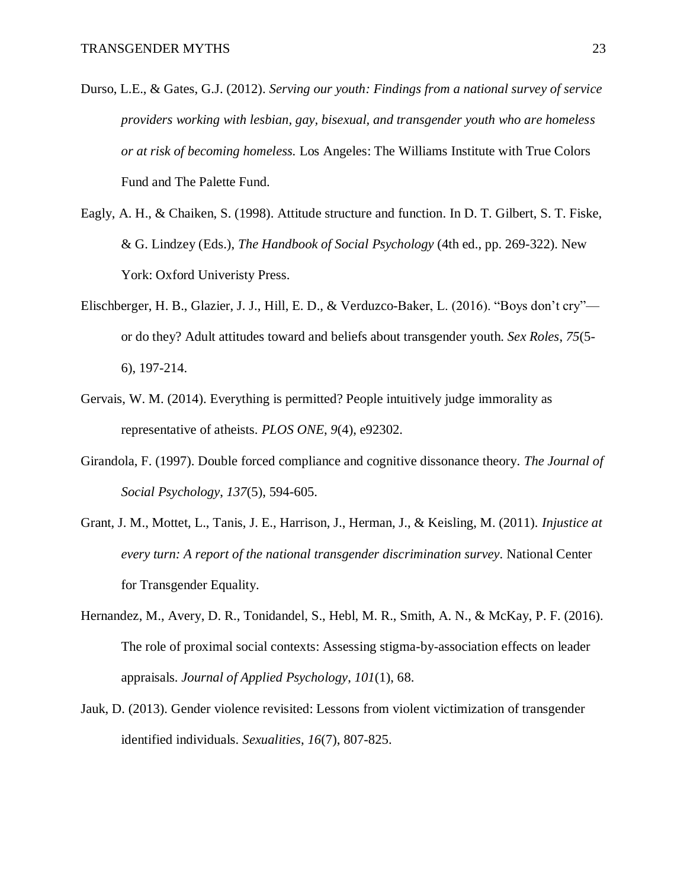Durso, L.E., & Gates, G.J. (2012). *Serving our youth: Findings from a national survey of service providers working with lesbian, gay, bisexual, and transgender youth who are homeless or at risk of becoming homeless.* Los Angeles: The Williams Institute with True Colors Fund and The Palette Fund.

Eagly, A. H., & Chaiken, S. (1998). Attitude structure and function. In D. T. Gilbert, S. T. Fiske, & G. Lindzey (Eds.), *The Handbook of Social Psychology* (4th ed., pp. 269-322). New York: Oxford Univeristy Press.

Elischberger, H. B., Glazier, J. J., Hill, E. D., & Verduzco-Baker, L. (2016). "Boys don't cry"—or do they? Adult attitudes toward and beliefs about transgender youth. *Sex Roles*, *75*(5-6), 197-214.

Gervais, W. M. (2014). Everything is permitted? People intuitively judge immorality as representative of atheists. *PLOS ONE*, *9*(4), e92302.

Girandola, F. (1997). Double forced compliance and cognitive dissonance theory. *The Journal of Social Psychology*, *137*(5), 594-605.

Grant, J. M., Mottet, L., Tanis, J. E., Harrison, J., Herman, J., & Keisling, M. (2011). *Injustice at every turn: A report of the national transgender discrimination survey*. National Center for Transgender Equality.

Hernandez, M., Avery, D. R., Tonidandel, S., Hebl, M. R., Smith, A. N., & McKay, P. F. (2016). The role of proximal social contexts: Assessing stigma-by-association effects on leader appraisals. *Journal of Applied Psychology*, *101*(1), 68.

Jauk, D. (2013). Gender violence revisited: Lessons from violent victimization of transgender identified individuals. *Sexualities*, *16*(7), 807-825.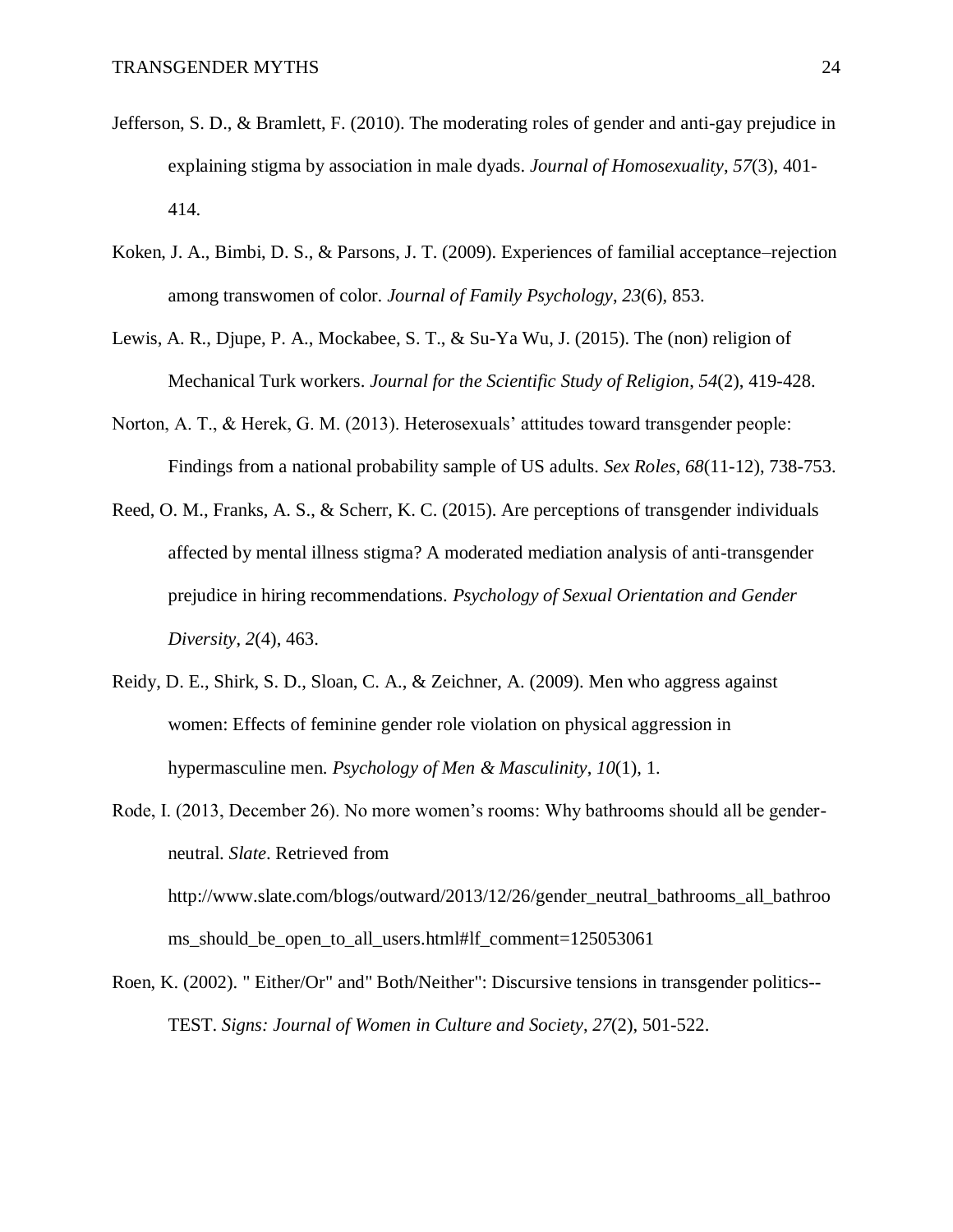Jefferson, S. D., & Bramlett, F. (2010). The moderating roles of gender and anti-gay prejudice in explaining stigma by association in male dyads. *Journal of Homosexuality*, *57*(3), 401-414.

Koken, J. A., Bimbi, D. S., & Parsons, J. T. (2009). Experiences of familial acceptance–rejection among transwomen of color. *Journal of Family Psychology*, *23*(6), 853.

Lewis, A. R., Djupe, P. A., Mockabee, S. T., & Su-Ya Wu, J. (2015). The (non) religion of Mechanical Turk workers. *Journal for the Scientific Study of Religion*, *54*(2), 419-428.

Norton, A. T., & Herek, G. M. (2013). Heterosexuals' attitudes toward transgender people: Findings from a national probability sample of US adults. *Sex Roles*, *68*(11-12), 738-753.

Reed, O. M., Franks, A. S., & Scherr, K. C. (2015). Are perceptions of transgender individuals affected by mental illness stigma? A moderated mediation analysis of anti-transgender prejudice in hiring recommendations. *Psychology of Sexual Orientation and Gender Diversity*, *2*(4), 463.

Reidy, D. E., Shirk, S. D., Sloan, C. A., & Zeichner, A. (2009). Men who aggress against women: Effects of feminine gender role violation on physical aggression in hypermasculine men. *Psychology of Men & Masculinity*, *10*(1), 1.

Rode, I. (2013, December 26). No more women's rooms: Why bathrooms should all be gender-neutral. *Slate*. Retrieved from http://www.slate.com/blogs/outward/2013/12/26/gender_neutral_bathrooms_all_bathrooms_should_be_open_to_all_users.html#lf_comment=125053061

Roen, K. (2002). " Either/Or" and" Both/Neither": Discursive tensions in transgender politics--TEST. *Signs: Journal of Women in Culture and Society*, *27*(2), 501-522.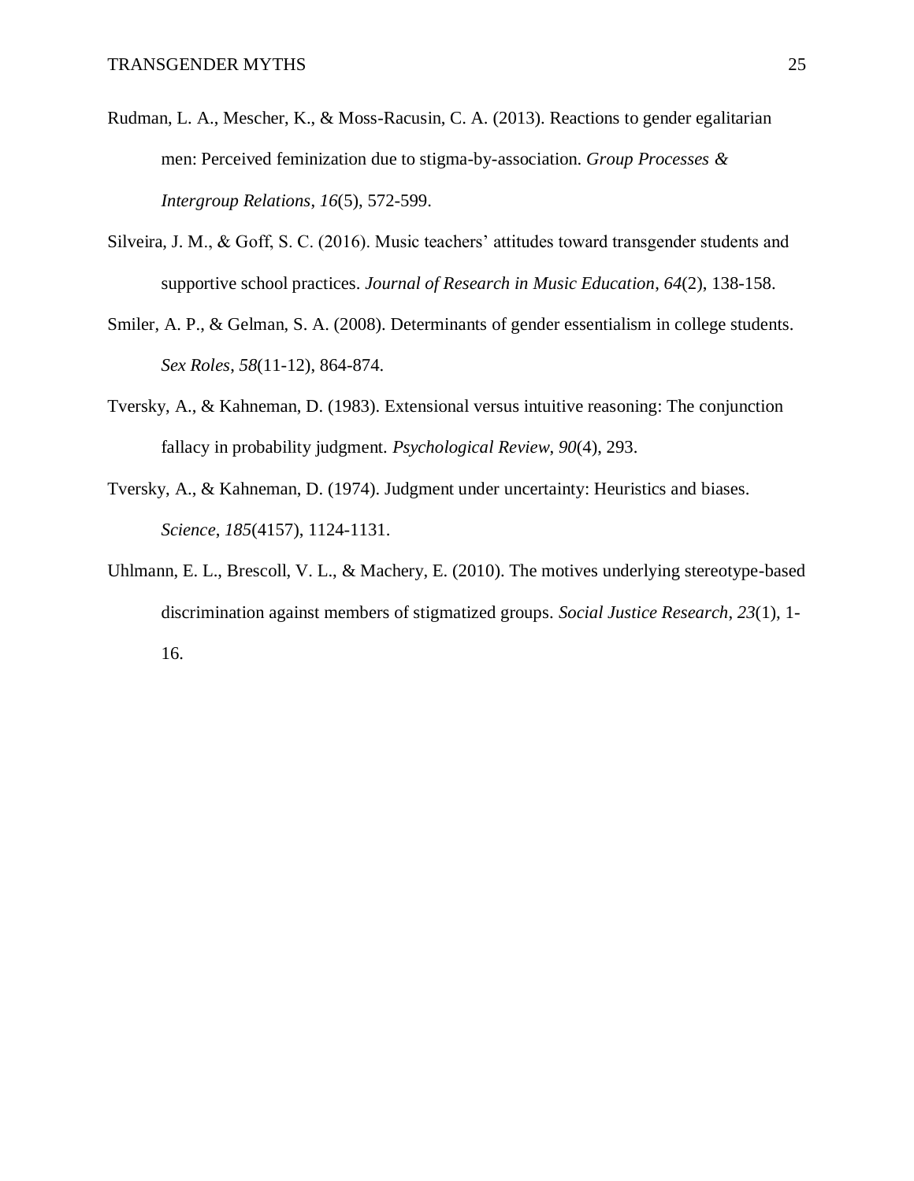Rudman, L. A., Mescher, K., & Moss-Racusin, C. A. (2013). Reactions to gender egalitarian men: Perceived feminization due to stigma-by-association. *Group Processes & Intergroup Relations*, *16*(5), 572-599.

Silveira, J. M., & Goff, S. C. (2016). Music teachers' attitudes toward transgender students and supportive school practices. *Journal of Research in Music Education*, *64*(2), 138-158.

Smiler, A. P., & Gelman, S. A. (2008). Determinants of gender essentialism in college students. *Sex Roles*, *58*(11-12), 864-874.

Tversky, A., & Kahneman, D. (1983). Extensional versus intuitive reasoning: The conjunction fallacy in probability judgment. *Psychological Review*, *90*(4), 293.

Tversky, A., & Kahneman, D. (1974). Judgment under uncertainty: Heuristics and biases. *Science*, *185*(4157), 1124-1131.

Uhlmann, E. L., Brescoll, V. L., & Machery, E. (2010). The motives underlying stereotype-based discrimination against members of stigmatized groups. *Social Justice Research*, *23*(1), 1-16.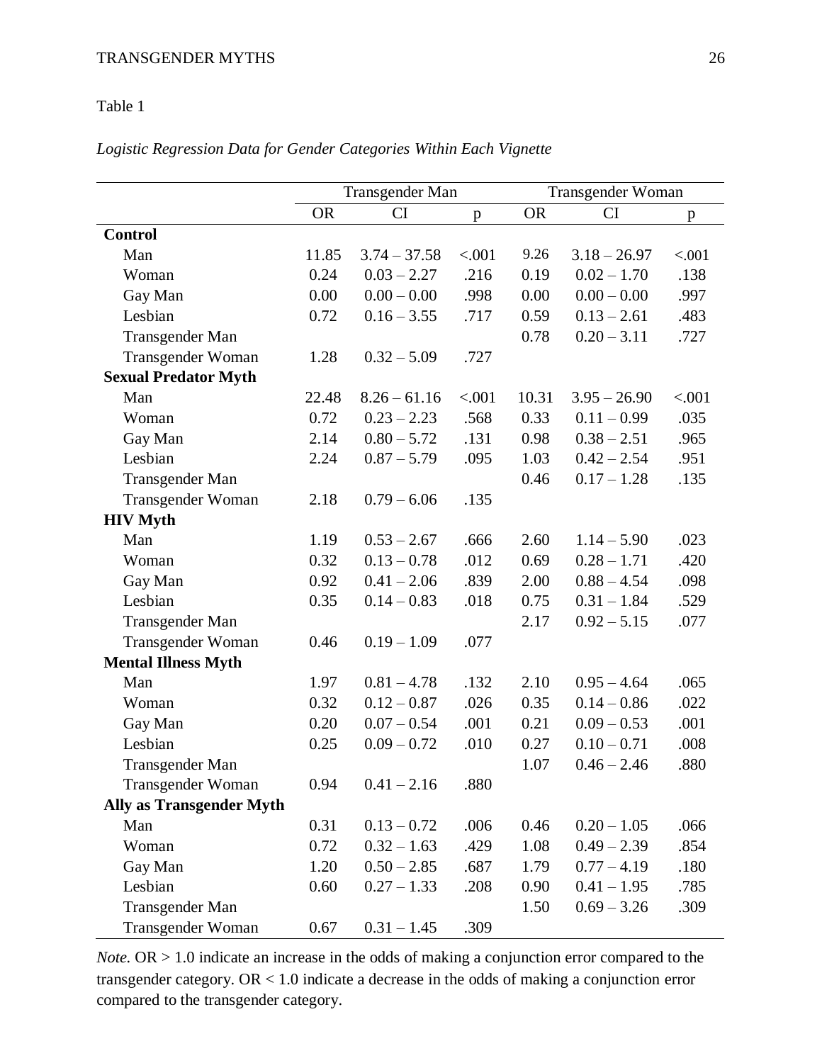Table 1

*Logistic Regression Data for Gender Categories Within Each Vignette*

| | Transgender Man | | | Transgender Woman | | |
|---|---|---|---|---|---|---|
| | OR | CI | p | OR | CI | p |
| **Control** | | | | | | |
| Man | 11.85 | 3.74 – 37.58 | <.001 | 9.26 | 3.18 – 26.97 | <.001 |
| Woman | 0.24 | 0.03 – 2.27 | .216 | 0.19 | 0.02 – 1.70 | .138 |
| Gay Man | 0.00 | 0.00 – 0.00 | .998 | 0.00 | 0.00 – 0.00 | .997 |
| Lesbian | 0.72 | 0.16 – 3.55 | .717 | 0.59 | 0.13 – 2.61 | .483 |
| Transgender Man | | | | 0.78 | 0.20 – 3.11 | .727 |
| Transgender Woman | 1.28 | 0.32 – 5.09 | .727 | | | |
| **Sexual Predator Myth** | | | | | | |
| Man | 22.48 | 8.26 – 61.16 | <.001 | 10.31 | 3.95 – 26.90 | <.001 |
| Woman | 0.72 | 0.23 – 2.23 | .568 | 0.33 | 0.11 – 0.99 | .035 |
| Gay Man | 2.14 | 0.80 – 5.72 | .131 | 0.98 | 0.38 – 2.51 | .965 |
| Lesbian | 2.24 | 0.87 – 5.79 | .095 | 1.03 | 0.42 – 2.54 | .951 |
| Transgender Man | | | | 0.46 | 0.17 – 1.28 | .135 |
| Transgender Woman | 2.18 | 0.79 – 6.06 | .135 | | | |
| **HIV Myth** | | | | | | |
| Man | 1.19 | 0.53 – 2.67 | .666 | 2.60 | 1.14 – 5.90 | .023 |
| Woman | 0.32 | 0.13 – 0.78 | .012 | 0.69 | 0.28 – 1.71 | .420 |
| Gay Man | 0.92 | 0.41 – 2.06 | .839 | 2.00 | 0.88 – 4.54 | .098 |
| Lesbian | 0.35 | 0.14 – 0.83 | .018 | 0.75 | 0.31 – 1.84 | .529 |
| Transgender Man | | | | 2.17 | 0.92 – 5.15 | .077 |
| Transgender Woman | 0.46 | 0.19 – 1.09 | .077 | | | |
| **Mental Illness Myth** | | | | | | |
| Man | 1.97 | 0.81 – 4.78 | .132 | 2.10 | 0.95 – 4.64 | .065 |
| Woman | 0.32 | 0.12 – 0.87 | .026 | 0.35 | 0.14 – 0.86 | .022 |
| Gay Man | 0.20 | 0.07 – 0.54 | .001 | 0.21 | 0.09 – 0.53 | .001 |
| Lesbian | 0.25 | 0.09 – 0.72 | .010 | 0.27 | 0.10 – 0.71 | .008 |
| Transgender Man | | | | 1.07 | 0.46 – 2.46 | .880 |
| Transgender Woman | 0.94 | 0.41 – 2.16 | .880 | | | |
| **Ally as Transgender Myth** | | | | | | |
| Man | 0.31 | 0.13 – 0.72 | .006 | 0.46 | 0.20 – 1.05 | .066 |
| Woman | 0.72 | 0.32 – 1.63 | .429 | 1.08 | 0.49 – 2.39 | .854 |
| Gay Man | 1.20 | 0.50 – 2.85 | .687 | 1.79 | 0.77 – 4.19 | .180 |
| Lesbian | 0.60 | 0.27 – 1.33 | .208 | 0.90 | 0.41 – 1.95 | .785 |
| Transgender Man | | | | 1.50 | 0.69 – 3.26 | .309 |
| Transgender Woman | 0.67 | 0.31 – 1.45 | .309 | | | |

*Note.* OR > 1.0 indicate an increase in the odds of making a conjunction error compared to the transgender category. OR < 1.0 indicate a decrease in the odds of making a conjunction error compared to the transgender category.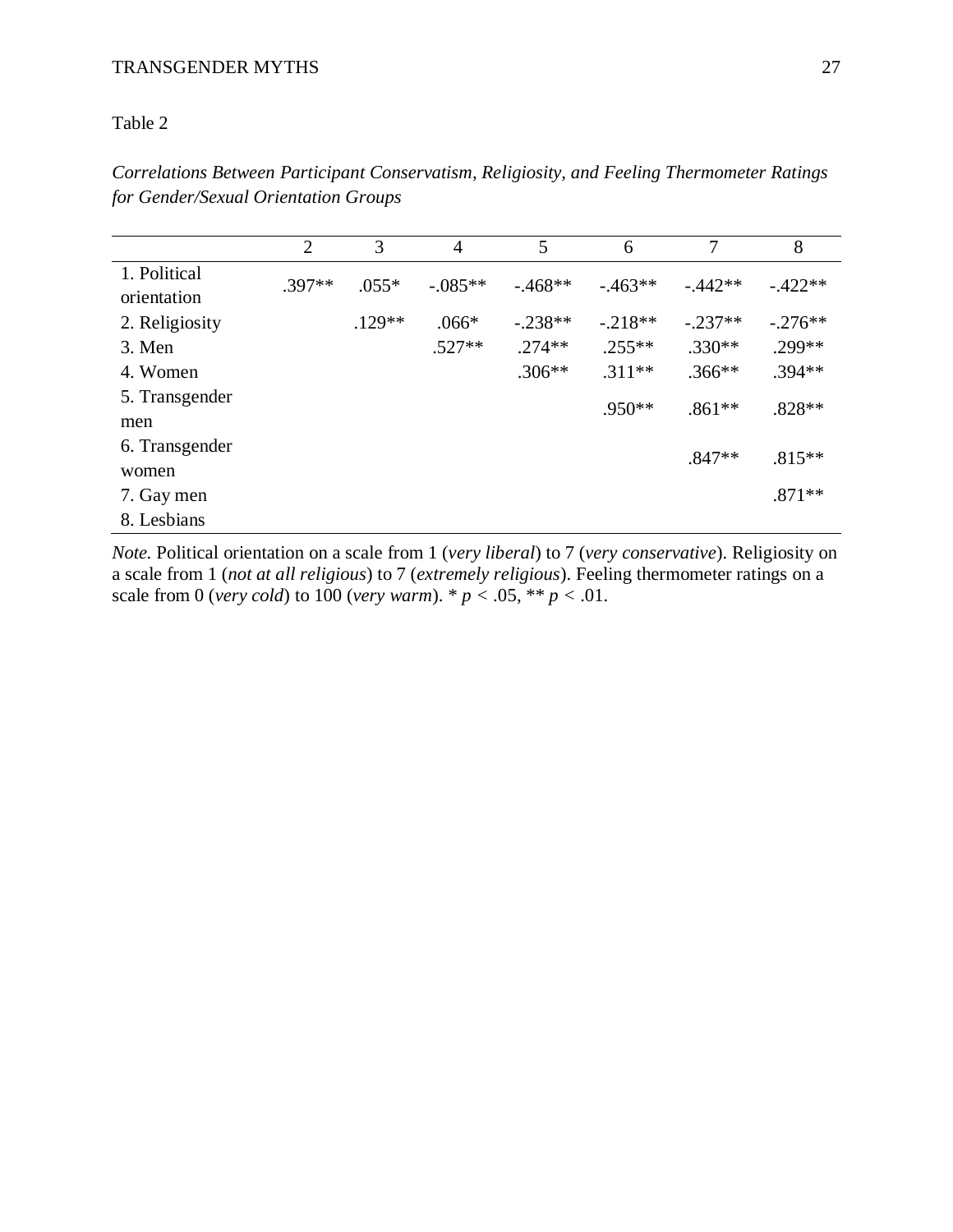Table 2

*Correlations Between Participant Conservatism, Religiosity, and Feeling Thermometer Ratings for Gender/Sexual Orientation Groups*

| | 2 | 3 | 4 | 5 | 6 | 7 | 8 |
|---|---|---|---|---|---|---|---|
| 1. Political orientation | .397** | .055* | -.085** | -.468** | -.463** | -.442** | -.422** |
| 2. Religiosity | | .129** | .066* | -.238** | -.218** | -.237** | -.276** |
| 3. Men | | | .527** | .274** | .255** | .330** | .299** |
| 4. Women | | | | .306** | .311** | .366** | .394** |
| 5. Transgender men | | | | | .950** | .861** | .828** |
| 6. Transgender women | | | | | | .847** | .815** |
| 7. Gay men | | | | | | | .871** |
| 8. Lesbians | | | | | | | |

*Note.* Political orientation on a scale from 1 (*very liberal*) to 7 (*very conservative*). Religiosity on a scale from 1 (*not at all religious*) to 7 (*extremely religious*). Feeling thermometer ratings on a scale from 0 (*very cold*) to 100 (*very warm*). * $p < .05$, ** $p < .01$.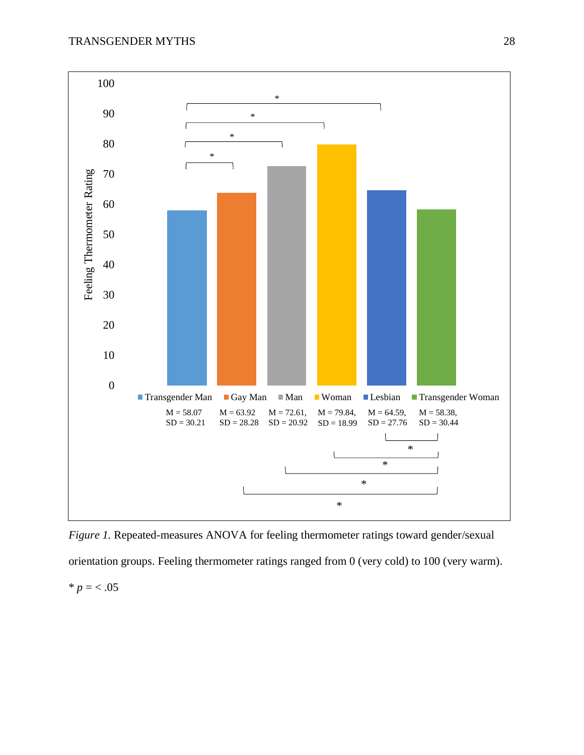*Figure 1.* Repeated-measures ANOVA for feeling thermometer ratings toward gender/sexual orientation groups. Feeling thermometer ratings ranged from 0 (very cold) to 100 (very warm).

\* *p* = < .05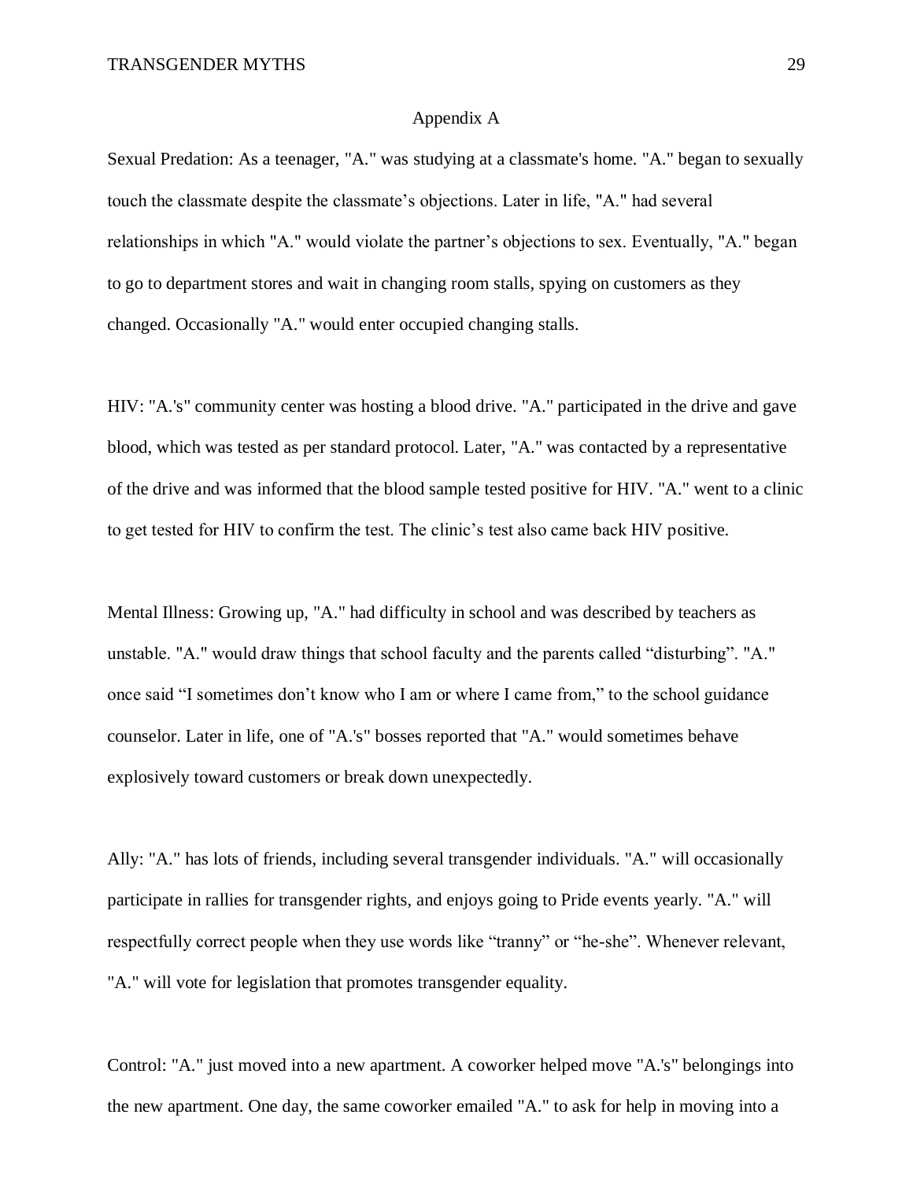## Appendix A

Sexual Predation: As a teenager, "A." was studying at a classmate's home. "A." began to sexually touch the classmate despite the classmate's objections. Later in life, "A." had several relationships in which "A." would violate the partner's objections to sex. Eventually, "A." began to go to department stores and wait in changing room stalls, spying on customers as they changed. Occasionally "A." would enter occupied changing stalls.

HIV: "A.'s" community center was hosting a blood drive. "A." participated in the drive and gave blood, which was tested as per standard protocol. Later, "A." was contacted by a representative of the drive and was informed that the blood sample tested positive for HIV. "A." went to a clinic to get tested for HIV to confirm the test. The clinic's test also came back HIV positive.

Mental Illness: Growing up, "A." had difficulty in school and was described by teachers as unstable. "A." would draw things that school faculty and the parents called "disturbing". "A." once said "I sometimes don't know who I am or where I came from," to the school guidance counselor. Later in life, one of "A.'s" bosses reported that "A." would sometimes behave explosively toward customers or break down unexpectedly.

Ally: "A." has lots of friends, including several transgender individuals. "A." will occasionally participate in rallies for transgender rights, and enjoys going to Pride events yearly. "A." will respectfully correct people when they use words like "tranny" or "he-she". Whenever relevant, "A." will vote for legislation that promotes transgender equality.

Control: "A." just moved into a new apartment. A coworker helped move "A.'s" belongings into the new apartment. One day, the same coworker emailed "A." to ask for help in moving into a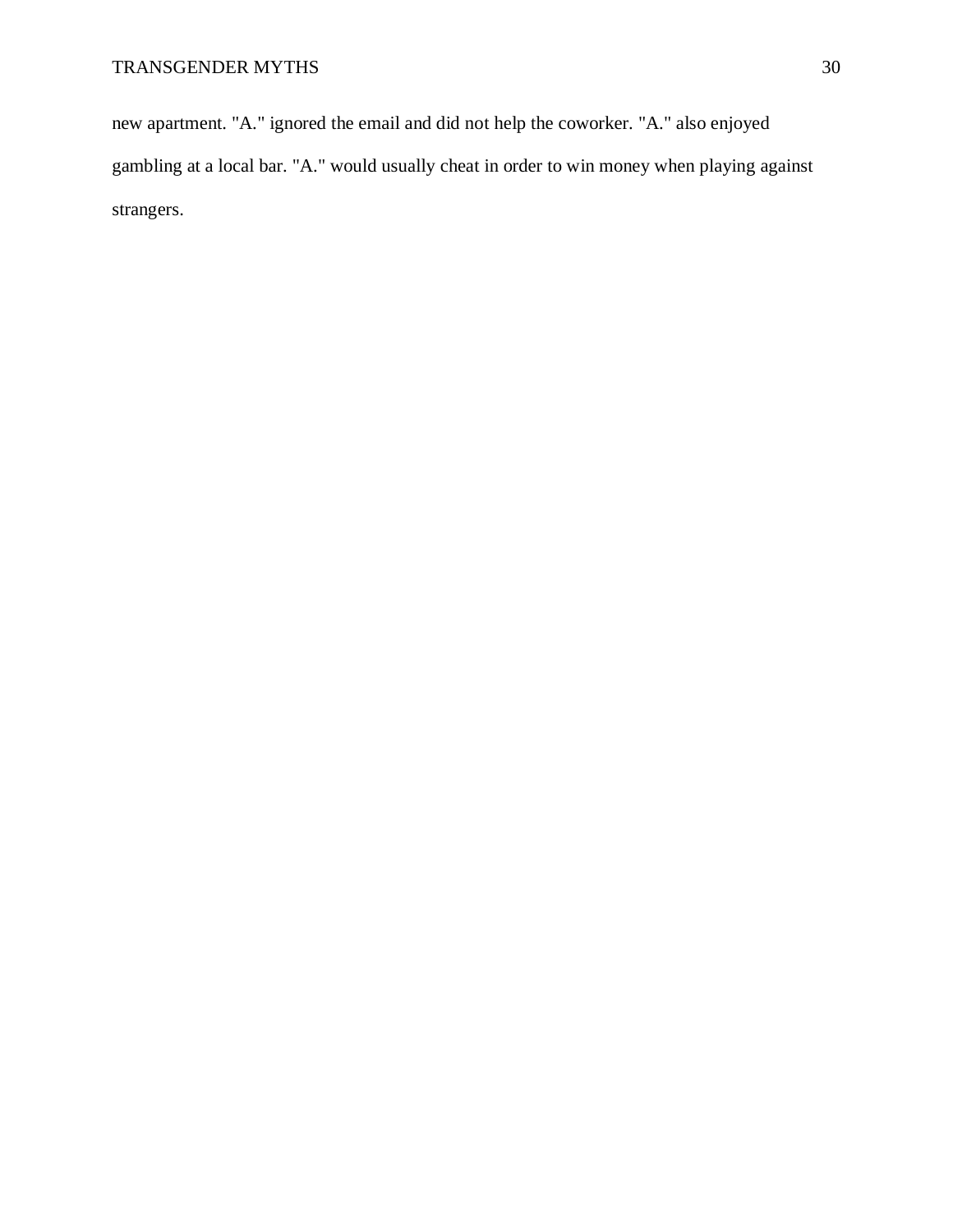new apartment. "A." ignored the email and did not help the coworker. "A." also enjoyed gambling at a local bar. "A." would usually cheat in order to win money when playing against strangers.